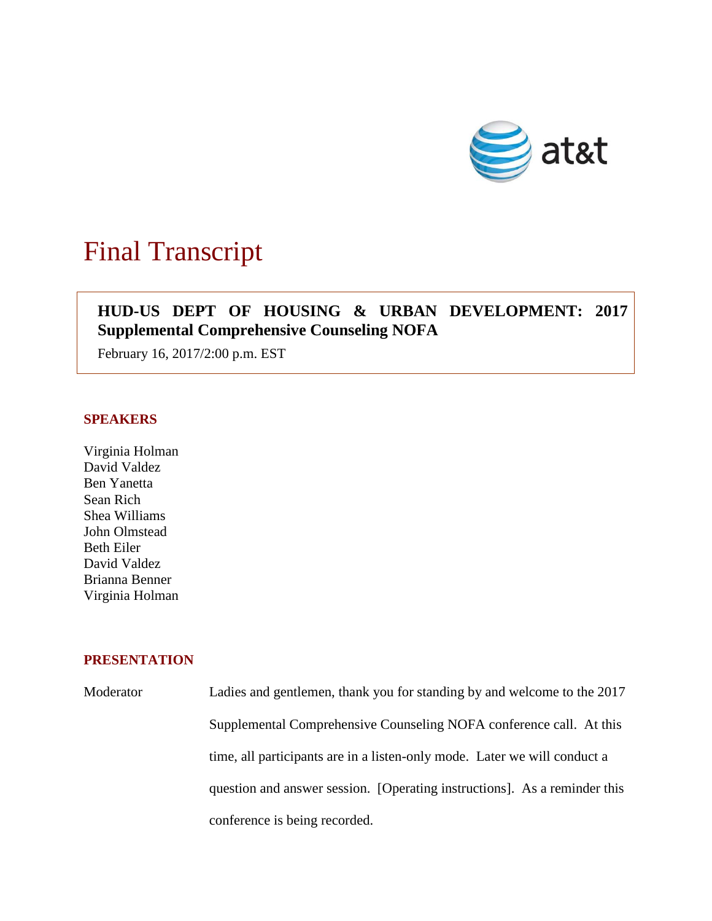# Final Transcript

**HUD-US DEPT OF HOUSING & URBAN DEVELOPMENT: 2017 Supplemental Comprehensive Counseling NOFA**

February 16, 2017/2:00 p.m. EST

## SPEAKERS

Virginia Holman
David Valdez
Ben Yanetta
Sean Rich
Shea Williams
John Olmstead
Beth Eiler
David Valdez
Brianna Benner
Virginia Holman

## PRESENTATION

Moderator — Ladies and gentlemen, thank you for standing by and welcome to the 2017 Supplemental Comprehensive Counseling NOFA conference call. At this time, all participants are in a listen-only mode. Later we will conduct a question and answer session. [Operating instructions]. As a reminder this conference is being recorded.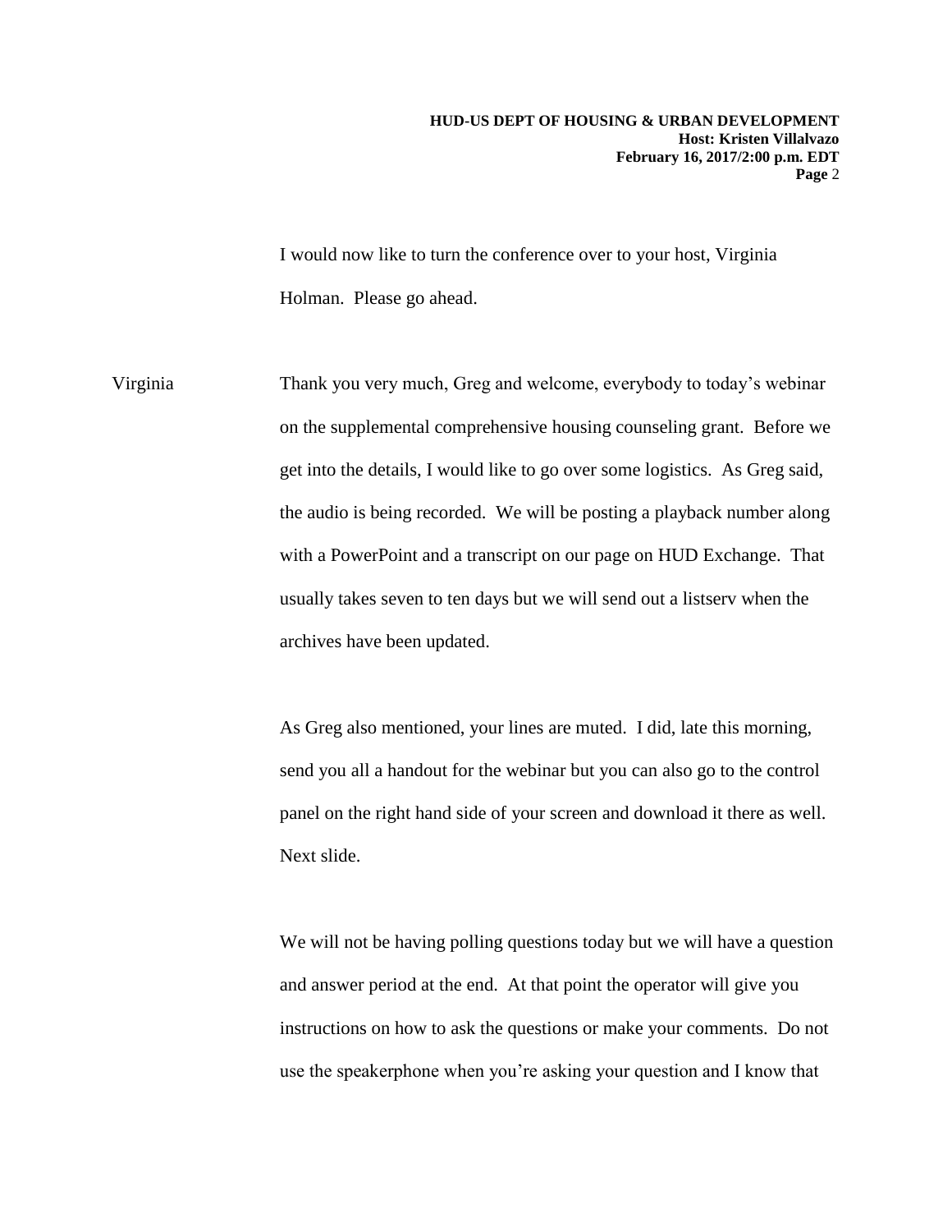I would now like to turn the conference over to your host, Virginia Holman. Please go ahead.

Virginia Thank you very much, Greg and welcome, everybody to today's webinar on the supplemental comprehensive housing counseling grant. Before we get into the details, I would like to go over some logistics. As Greg said, the audio is being recorded. We will be posting a playback number along with a PowerPoint and a transcript on our page on HUD Exchange. That usually takes seven to ten days but we will send out a listserv when the archives have been updated.

As Greg also mentioned, your lines are muted. I did, late this morning, send you all a handout for the webinar but you can also go to the control panel on the right hand side of your screen and download it there as well. Next slide.

We will not be having polling questions today but we will have a question and answer period at the end. At that point the operator will give you instructions on how to ask the questions or make your comments. Do not use the speakerphone when you're asking your question and I know that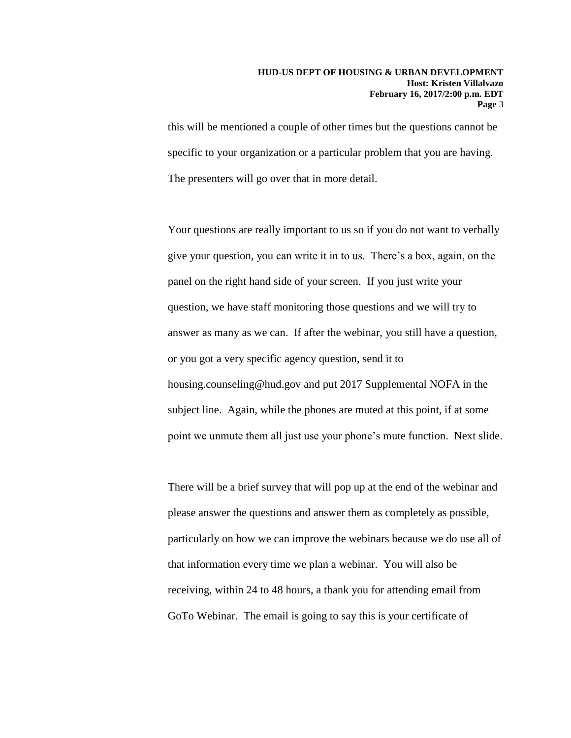this will be mentioned a couple of other times but the questions cannot be specific to your organization or a particular problem that you are having. The presenters will go over that in more detail.

Your questions are really important to us so if you do not want to verbally give your question, you can write it in to us. There's a box, again, on the panel on the right hand side of your screen. If you just write your question, we have staff monitoring those questions and we will try to answer as many as we can. If after the webinar, you still have a question, or you got a very specific agency question, send it to housing.counseling@hud.gov and put 2017 Supplemental NOFA in the subject line. Again, while the phones are muted at this point, if at some point we unmute them all just use your phone's mute function. Next slide.

There will be a brief survey that will pop up at the end of the webinar and please answer the questions and answer them as completely as possible, particularly on how we can improve the webinars because we do use all of that information every time we plan a webinar. You will also be receiving, within 24 to 48 hours, a thank you for attending email from GoTo Webinar. The email is going to say this is your certificate of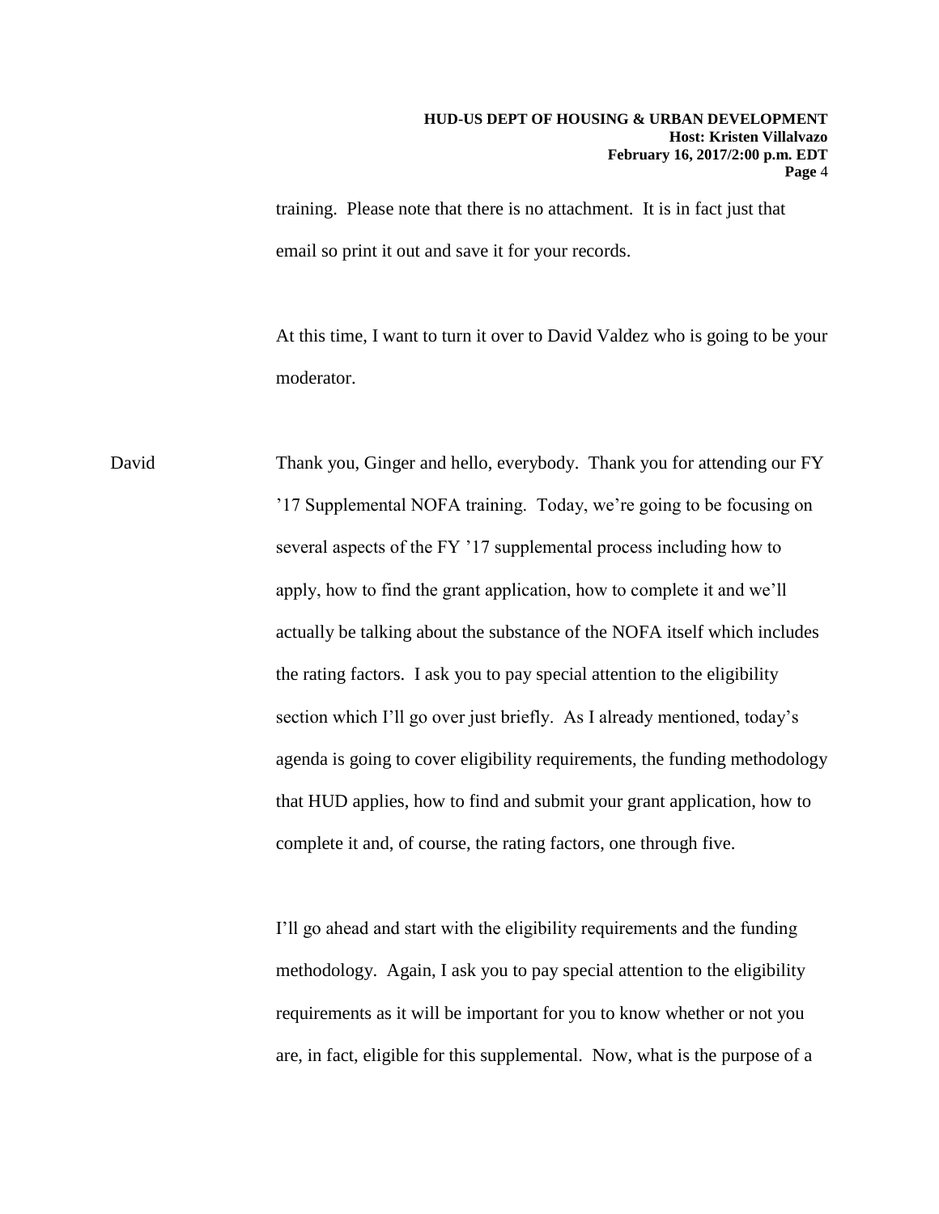training. Please note that there is no attachment. It is in fact just that email so print it out and save it for your records.

At this time, I want to turn it over to David Valdez who is going to be your moderator.

David Thank you, Ginger and hello, everybody. Thank you for attending our FY '17 Supplemental NOFA training. Today, we're going to be focusing on several aspects of the FY '17 supplemental process including how to apply, how to find the grant application, how to complete it and we'll actually be talking about the substance of the NOFA itself which includes the rating factors. I ask you to pay special attention to the eligibility section which I'll go over just briefly. As I already mentioned, today's agenda is going to cover eligibility requirements, the funding methodology that HUD applies, how to find and submit your grant application, how to complete it and, of course, the rating factors, one through five.

I'll go ahead and start with the eligibility requirements and the funding methodology. Again, I ask you to pay special attention to the eligibility requirements as it will be important for you to know whether or not you are, in fact, eligible for this supplemental. Now, what is the purpose of a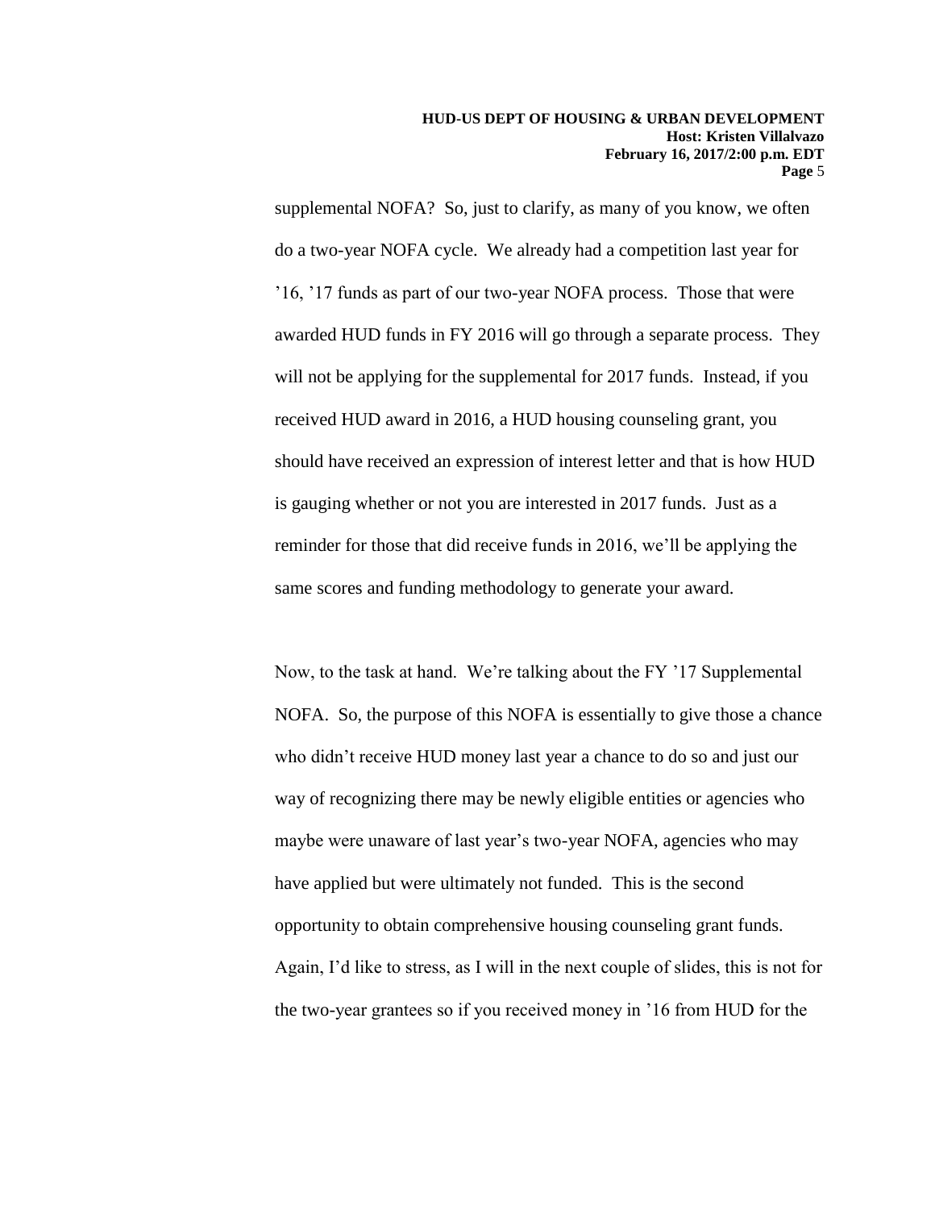supplemental NOFA? So, just to clarify, as many of you know, we often do a two-year NOFA cycle. We already had a competition last year for ’16, ’17 funds as part of our two-year NOFA process. Those that were awarded HUD funds in FY 2016 will go through a separate process. They will not be applying for the supplemental for 2017 funds. Instead, if you received HUD award in 2016, a HUD housing counseling grant, you should have received an expression of interest letter and that is how HUD is gauging whether or not you are interested in 2017 funds. Just as a reminder for those that did receive funds in 2016, we’ll be applying the same scores and funding methodology to generate your award.

Now, to the task at hand. We’re talking about the FY ’17 Supplemental NOFA. So, the purpose of this NOFA is essentially to give those a chance who didn’t receive HUD money last year a chance to do so and just our way of recognizing there may be newly eligible entities or agencies who maybe were unaware of last year’s two-year NOFA, agencies who may have applied but were ultimately not funded. This is the second opportunity to obtain comprehensive housing counseling grant funds. Again, I’d like to stress, as I will in the next couple of slides, this is not for the two-year grantees so if you received money in ’16 from HUD for the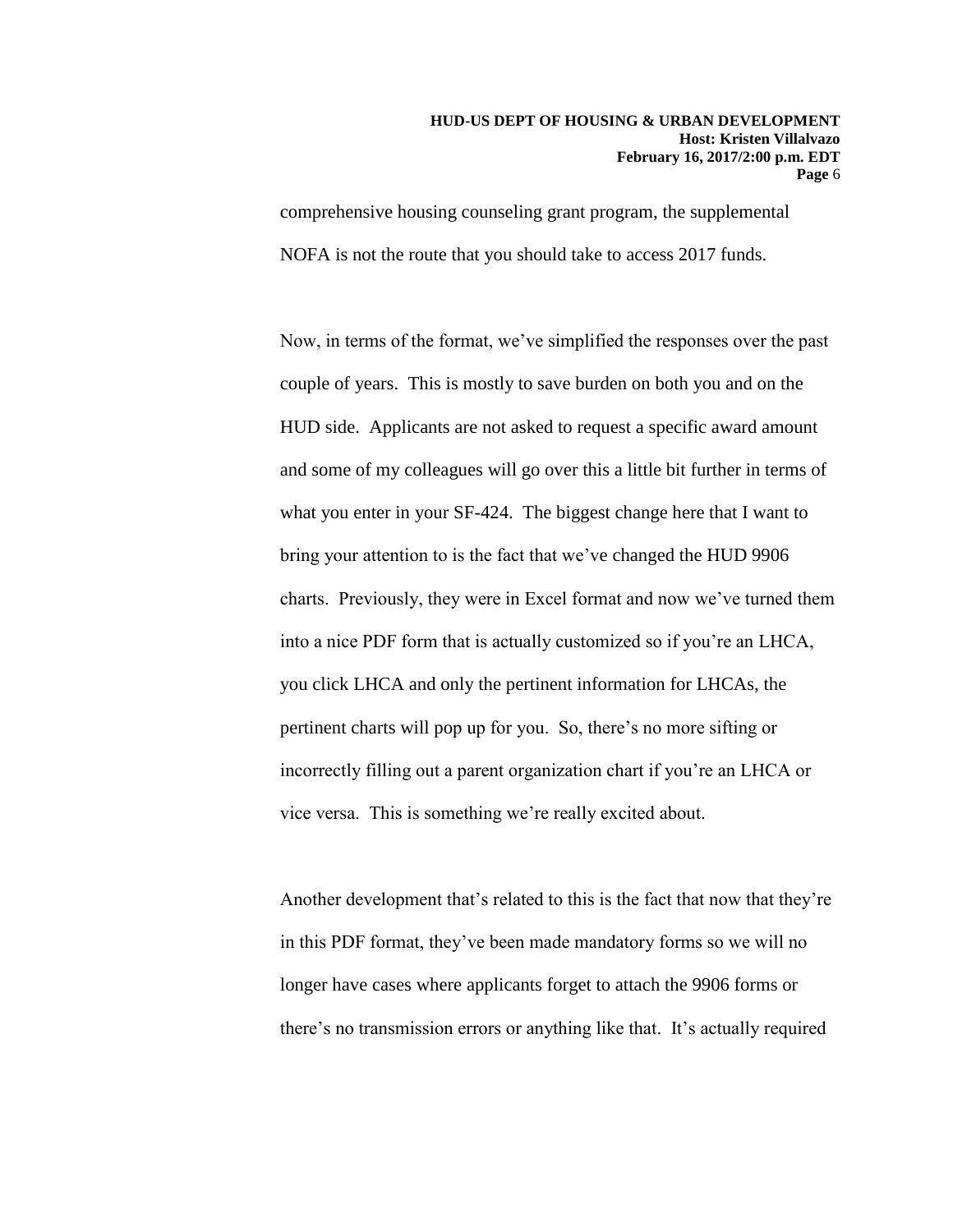comprehensive housing counseling grant program, the supplemental NOFA is not the route that you should take to access 2017 funds.

Now, in terms of the format, we've simplified the responses over the past couple of years. This is mostly to save burden on both you and on the HUD side. Applicants are not asked to request a specific award amount and some of my colleagues will go over this a little bit further in terms of what you enter in your SF-424. The biggest change here that I want to bring your attention to is the fact that we've changed the HUD 9906 charts. Previously, they were in Excel format and now we've turned them into a nice PDF form that is actually customized so if you're an LHCA, you click LHCA and only the pertinent information for LHCAs, the pertinent charts will pop up for you. So, there's no more sifting or incorrectly filling out a parent organization chart if you're an LHCA or vice versa. This is something we're really excited about.

Another development that's related to this is the fact that now that they're in this PDF format, they've been made mandatory forms so we will no longer have cases where applicants forget to attach the 9906 forms or there's no transmission errors or anything like that. It's actually required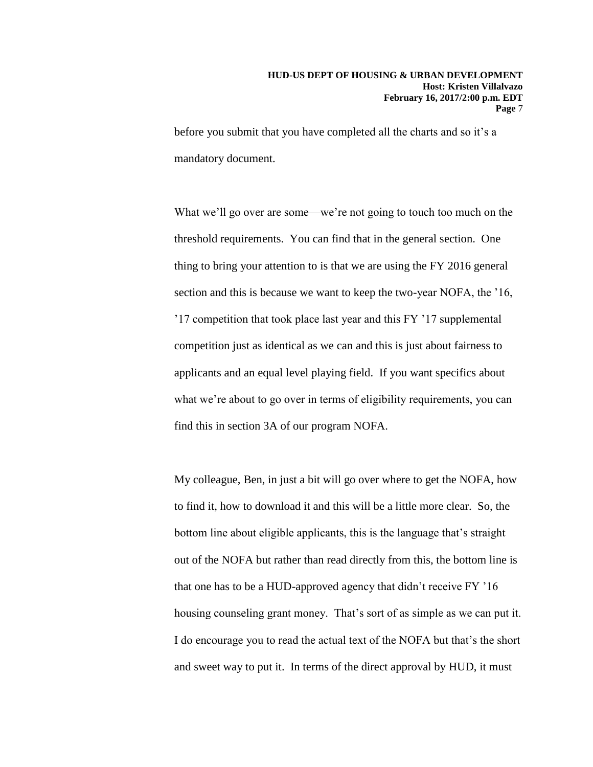before you submit that you have completed all the charts and so it's a mandatory document.

What we'll go over are some—we're not going to touch too much on the threshold requirements. You can find that in the general section. One thing to bring your attention to is that we are using the FY 2016 general section and this is because we want to keep the two-year NOFA, the '16, '17 competition that took place last year and this FY '17 supplemental competition just as identical as we can and this is just about fairness to applicants and an equal level playing field. If you want specifics about what we're about to go over in terms of eligibility requirements, you can find this in section 3A of our program NOFA.

My colleague, Ben, in just a bit will go over where to get the NOFA, how to find it, how to download it and this will be a little more clear. So, the bottom line about eligible applicants, this is the language that's straight out of the NOFA but rather than read directly from this, the bottom line is that one has to be a HUD-approved agency that didn't receive FY '16 housing counseling grant money. That's sort of as simple as we can put it. I do encourage you to read the actual text of the NOFA but that's the short and sweet way to put it. In terms of the direct approval by HUD, it must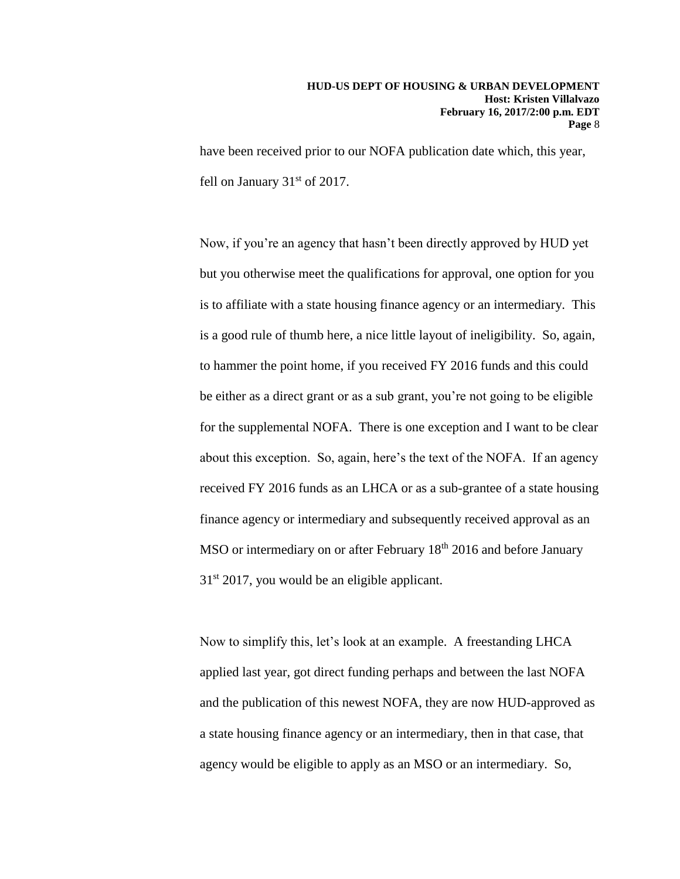have been received prior to our NOFA publication date which, this year, fell on January 31st of 2017.

Now, if you're an agency that hasn't been directly approved by HUD yet but you otherwise meet the qualifications for approval, one option for you is to affiliate with a state housing finance agency or an intermediary. This is a good rule of thumb here, a nice little layout of ineligibility. So, again, to hammer the point home, if you received FY 2016 funds and this could be either as a direct grant or as a sub grant, you're not going to be eligible for the supplemental NOFA. There is one exception and I want to be clear about this exception. So, again, here's the text of the NOFA. If an agency received FY 2016 funds as an LHCA or as a sub-grantee of a state housing finance agency or intermediary and subsequently received approval as an MSO or intermediary on or after February 18th 2016 and before January 31st 2017, you would be an eligible applicant.

Now to simplify this, let's look at an example. A freestanding LHCA applied last year, got direct funding perhaps and between the last NOFA and the publication of this newest NOFA, they are now HUD-approved as a state housing finance agency or an intermediary, then in that case, that agency would be eligible to apply as an MSO or an intermediary. So,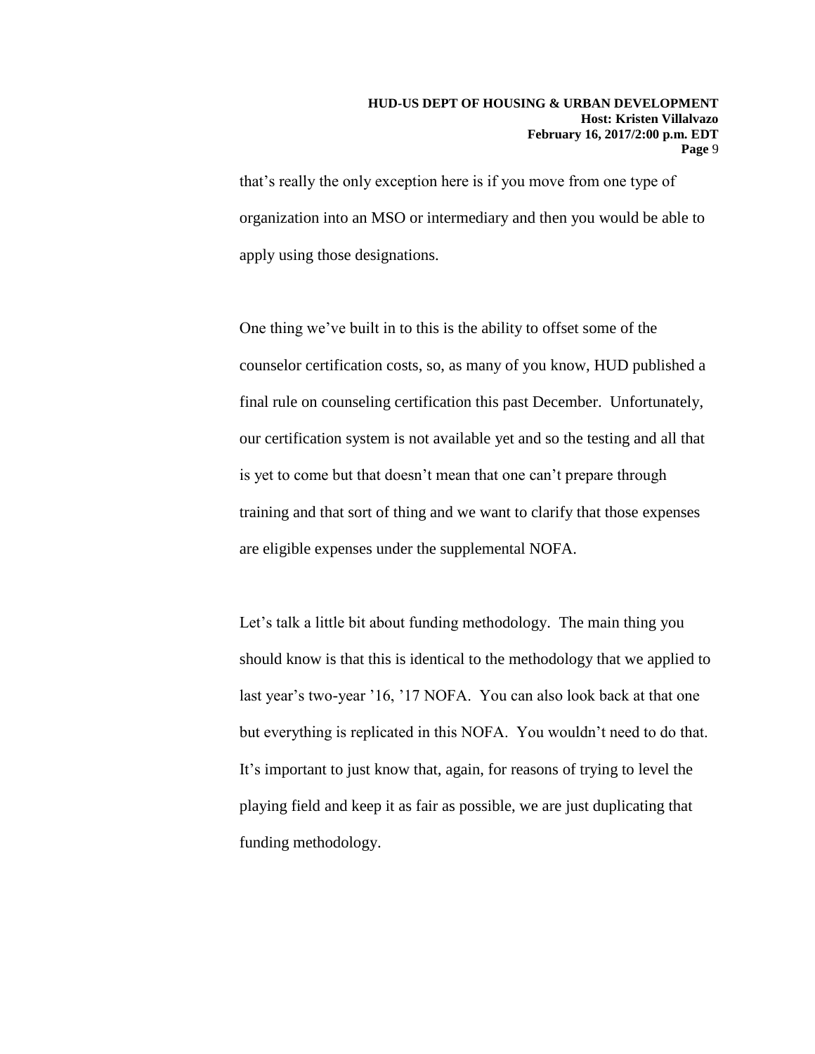that's really the only exception here is if you move from one type of organization into an MSO or intermediary and then you would be able to apply using those designations.

One thing we've built in to this is the ability to offset some of the counselor certification costs, so, as many of you know, HUD published a final rule on counseling certification this past December. Unfortunately, our certification system is not available yet and so the testing and all that is yet to come but that doesn't mean that one can't prepare through training and that sort of thing and we want to clarify that those expenses are eligible expenses under the supplemental NOFA.

Let's talk a little bit about funding methodology. The main thing you should know is that this is identical to the methodology that we applied to last year's two-year '16, '17 NOFA. You can also look back at that one but everything is replicated in this NOFA. You wouldn't need to do that. It's important to just know that, again, for reasons of trying to level the playing field and keep it as fair as possible, we are just duplicating that funding methodology.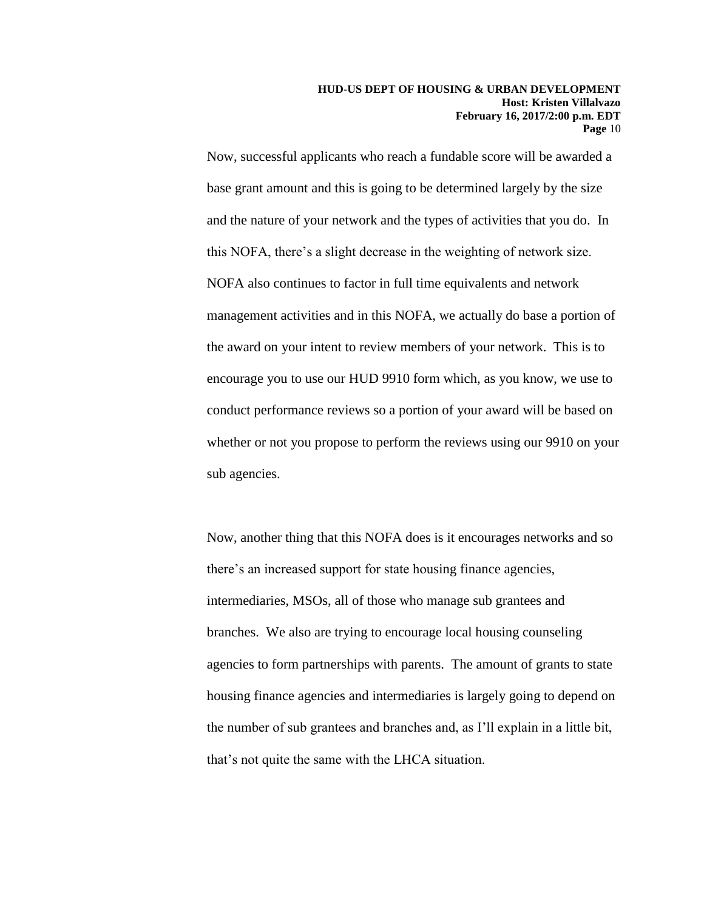Now, successful applicants who reach a fundable score will be awarded a base grant amount and this is going to be determined largely by the size and the nature of your network and the types of activities that you do. In this NOFA, there's a slight decrease in the weighting of network size. NOFA also continues to factor in full time equivalents and network management activities and in this NOFA, we actually do base a portion of the award on your intent to review members of your network. This is to encourage you to use our HUD 9910 form which, as you know, we use to conduct performance reviews so a portion of your award will be based on whether or not you propose to perform the reviews using our 9910 on your sub agencies.

Now, another thing that this NOFA does is it encourages networks and so there's an increased support for state housing finance agencies, intermediaries, MSOs, all of those who manage sub grantees and branches. We also are trying to encourage local housing counseling agencies to form partnerships with parents. The amount of grants to state housing finance agencies and intermediaries is largely going to depend on the number of sub grantees and branches and, as I'll explain in a little bit, that's not quite the same with the LHCA situation.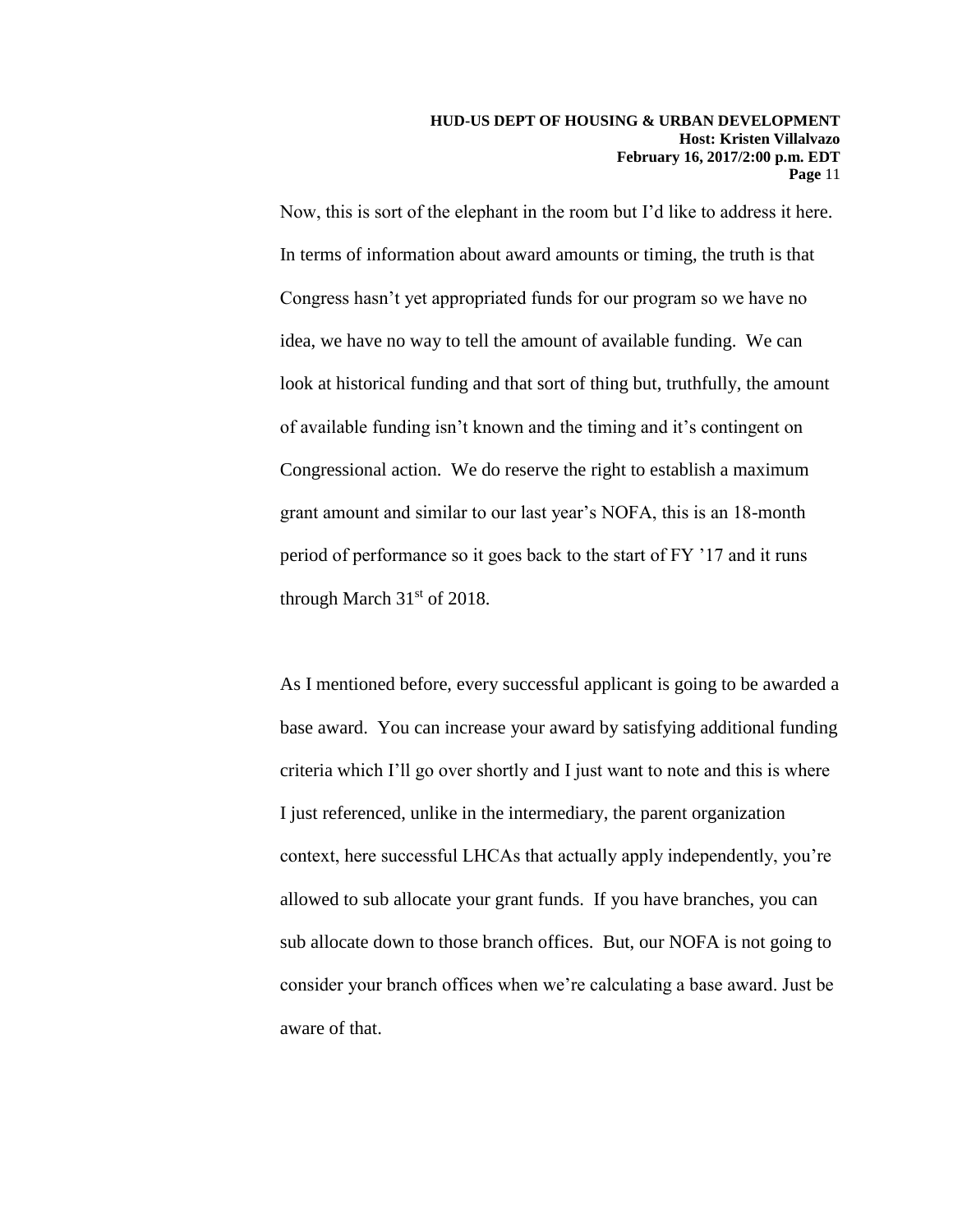Now, this is sort of the elephant in the room but I'd like to address it here. In terms of information about award amounts or timing, the truth is that Congress hasn't yet appropriated funds for our program so we have no idea, we have no way to tell the amount of available funding. We can look at historical funding and that sort of thing but, truthfully, the amount of available funding isn't known and the timing and it's contingent on Congressional action. We do reserve the right to establish a maximum grant amount and similar to our last year's NOFA, this is an 18-month period of performance so it goes back to the start of FY '17 and it runs through March 31st of 2018.

As I mentioned before, every successful applicant is going to be awarded a base award. You can increase your award by satisfying additional funding criteria which I'll go over shortly and I just want to note and this is where I just referenced, unlike in the intermediary, the parent organization context, here successful LHCAs that actually apply independently, you're allowed to sub allocate your grant funds. If you have branches, you can sub allocate down to those branch offices. But, our NOFA is not going to consider your branch offices when we're calculating a base award. Just be aware of that.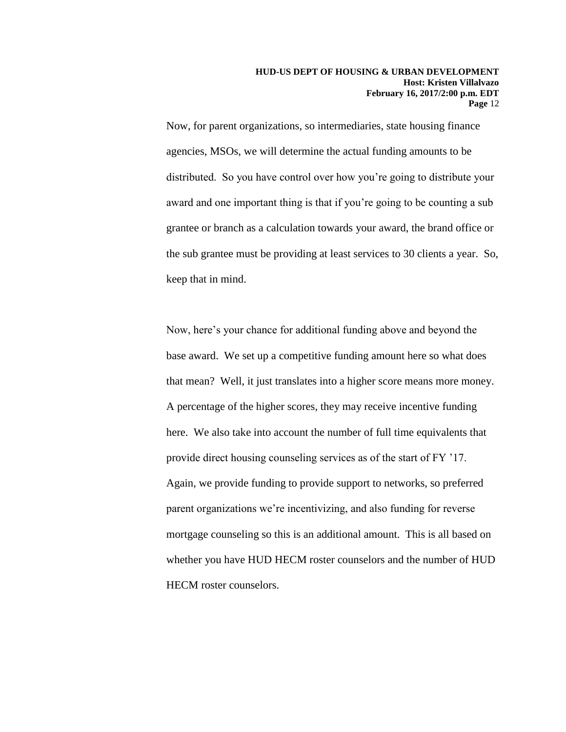Now, for parent organizations, so intermediaries, state housing finance agencies, MSOs, we will determine the actual funding amounts to be distributed. So you have control over how you're going to distribute your award and one important thing is that if you're going to be counting a sub grantee or branch as a calculation towards your award, the brand office or the sub grantee must be providing at least services to 30 clients a year. So, keep that in mind.

Now, here's your chance for additional funding above and beyond the base award. We set up a competitive funding amount here so what does that mean? Well, it just translates into a higher score means more money. A percentage of the higher scores, they may receive incentive funding here. We also take into account the number of full time equivalents that provide direct housing counseling services as of the start of FY '17. Again, we provide funding to provide support to networks, so preferred parent organizations we're incentivizing, and also funding for reverse mortgage counseling so this is an additional amount. This is all based on whether you have HUD HECM roster counselors and the number of HUD HECM roster counselors.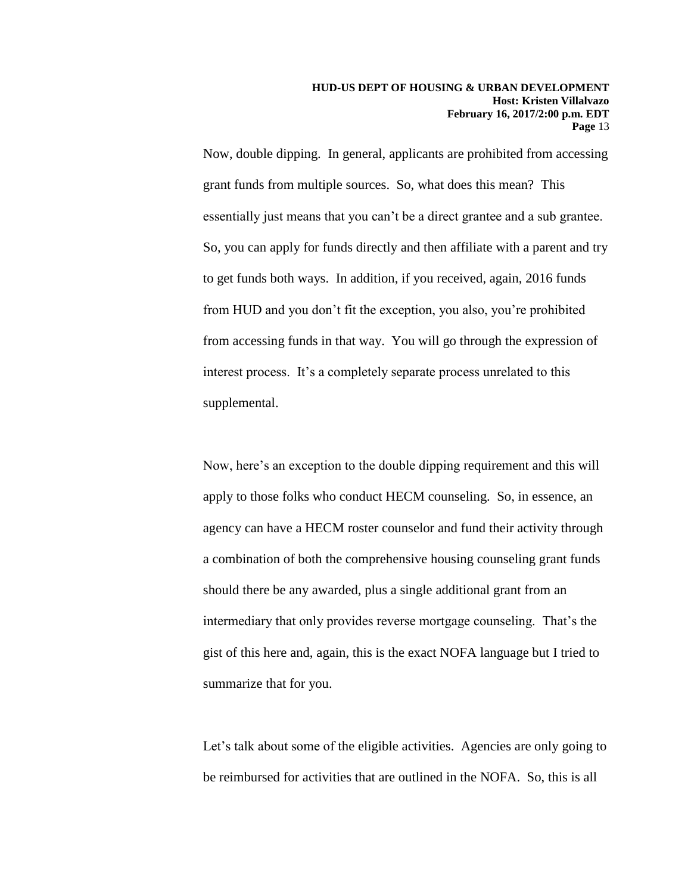Now, double dipping. In general, applicants are prohibited from accessing grant funds from multiple sources. So, what does this mean? This essentially just means that you can't be a direct grantee and a sub grantee. So, you can apply for funds directly and then affiliate with a parent and try to get funds both ways. In addition, if you received, again, 2016 funds from HUD and you don't fit the exception, you also, you're prohibited from accessing funds in that way. You will go through the expression of interest process. It's a completely separate process unrelated to this supplemental.

Now, here's an exception to the double dipping requirement and this will apply to those folks who conduct HECM counseling. So, in essence, an agency can have a HECM roster counselor and fund their activity through a combination of both the comprehensive housing counseling grant funds should there be any awarded, plus a single additional grant from an intermediary that only provides reverse mortgage counseling. That's the gist of this here and, again, this is the exact NOFA language but I tried to summarize that for you.

Let's talk about some of the eligible activities. Agencies are only going to be reimbursed for activities that are outlined in the NOFA. So, this is all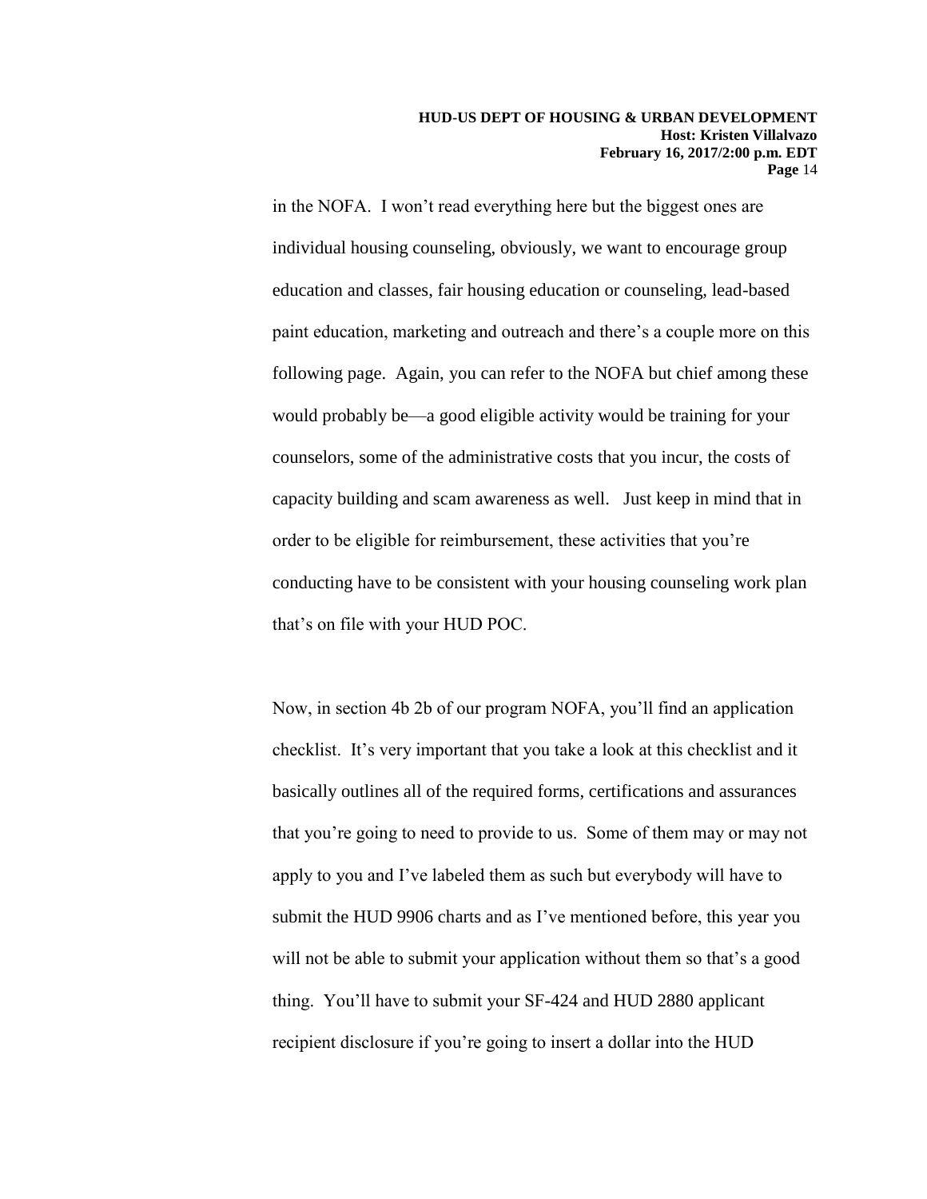in the NOFA. I won't read everything here but the biggest ones are individual housing counseling, obviously, we want to encourage group education and classes, fair housing education or counseling, lead-based paint education, marketing and outreach and there's a couple more on this following page. Again, you can refer to the NOFA but chief among these would probably be—a good eligible activity would be training for your counselors, some of the administrative costs that you incur, the costs of capacity building and scam awareness as well. Just keep in mind that in order to be eligible for reimbursement, these activities that you're conducting have to be consistent with your housing counseling work plan that's on file with your HUD POC.

Now, in section 4b 2b of our program NOFA, you'll find an application checklist. It's very important that you take a look at this checklist and it basically outlines all of the required forms, certifications and assurances that you're going to need to provide to us. Some of them may or may not apply to you and I've labeled them as such but everybody will have to submit the HUD 9906 charts and as I've mentioned before, this year you will not be able to submit your application without them so that's a good thing. You'll have to submit your SF-424 and HUD 2880 applicant recipient disclosure if you're going to insert a dollar into the HUD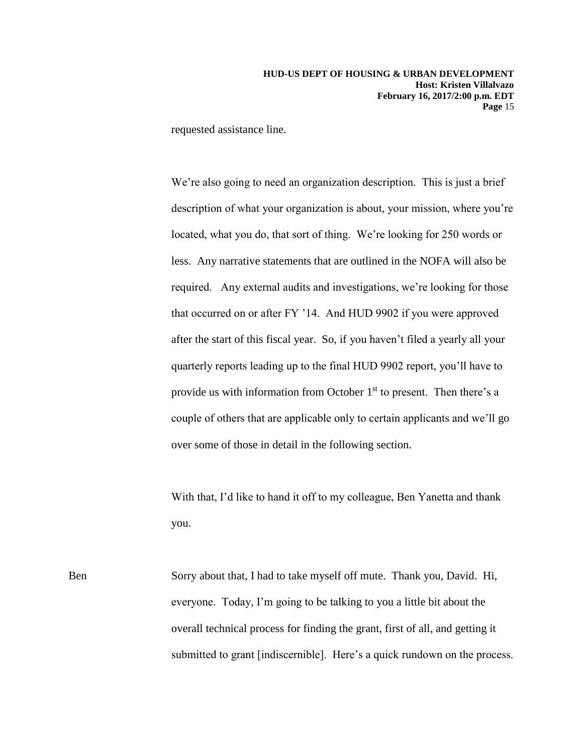requested assistance line.

We're also going to need an organization description. This is just a brief description of what your organization is about, your mission, where you're located, what you do, that sort of thing. We're looking for 250 words or less. Any narrative statements that are outlined in the NOFA will also be required. Any external audits and investigations, we're looking for those that occurred on or after FY '14. And HUD 9902 if you were approved after the start of this fiscal year. So, if you haven't filed a yearly all your quarterly reports leading up to the final HUD 9902 report, you'll have to provide us with information from October 1st to present. Then there's a couple of others that are applicable only to certain applicants and we'll go over some of those in detail in the following section.

With that, I'd like to hand it off to my colleague, Ben Yanetta and thank you.

Ben Sorry about that, I had to take myself off mute. Thank you, David. Hi, everyone. Today, I'm going to be talking to you a little bit about the overall technical process for finding the grant, first of all, and getting it submitted to grant [indiscernible]. Here's a quick rundown on the process.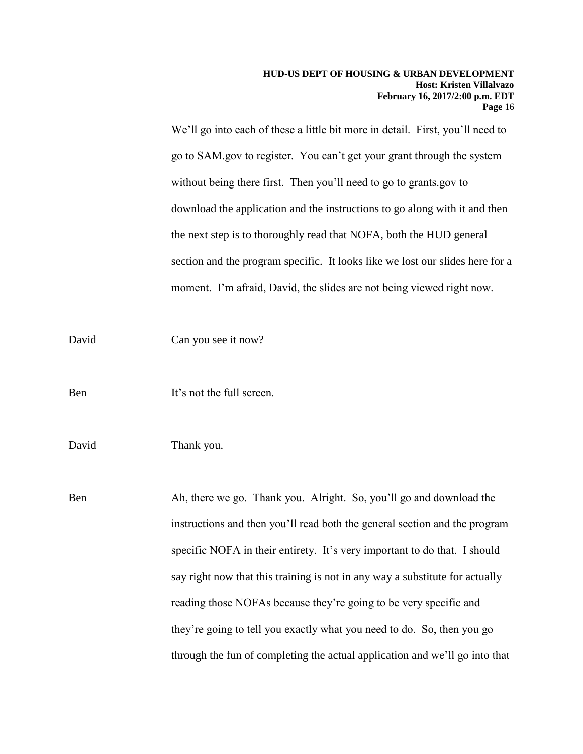We'll go into each of these a little bit more in detail. First, you'll need to go to SAM.gov to register. You can't get your grant through the system without being there first. Then you'll need to go to grants.gov to download the application and the instructions to go along with it and then the next step is to thoroughly read that NOFA, both the HUD general section and the program specific. It looks like we lost our slides here for a moment. I'm afraid, David, the slides are not being viewed right now.

David Can you see it now?

Ben It's not the full screen.

David Thank you.

Ben Ah, there we go. Thank you. Alright. So, you'll go and download the instructions and then you'll read both the general section and the program specific NOFA in their entirety. It's very important to do that. I should say right now that this training is not in any way a substitute for actually reading those NOFAs because they're going to be very specific and they're going to tell you exactly what you need to do. So, then you go through the fun of completing the actual application and we'll go into that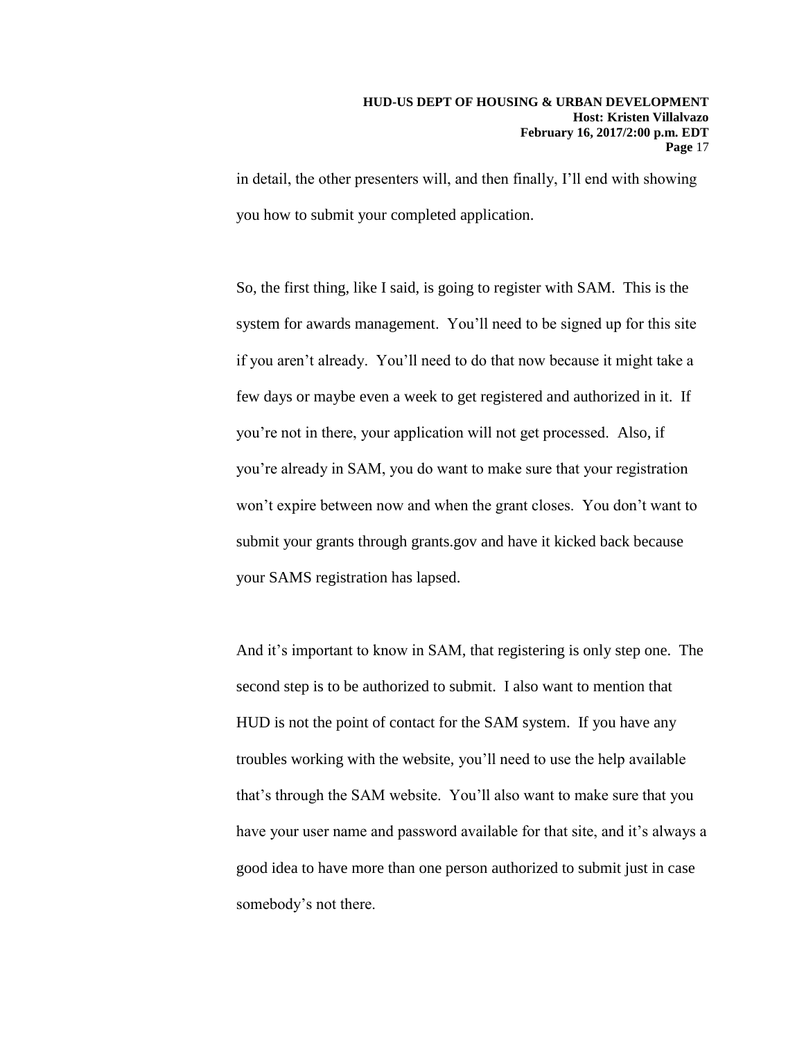in detail, the other presenters will, and then finally, I'll end with showing you how to submit your completed application.

So, the first thing, like I said, is going to register with SAM. This is the system for awards management. You'll need to be signed up for this site if you aren't already. You'll need to do that now because it might take a few days or maybe even a week to get registered and authorized in it. If you're not in there, your application will not get processed. Also, if you're already in SAM, you do want to make sure that your registration won't expire between now and when the grant closes. You don't want to submit your grants through grants.gov and have it kicked back because your SAMS registration has lapsed.

And it's important to know in SAM, that registering is only step one. The second step is to be authorized to submit. I also want to mention that HUD is not the point of contact for the SAM system. If you have any troubles working with the website, you'll need to use the help available that's through the SAM website. You'll also want to make sure that you have your user name and password available for that site, and it's always a good idea to have more than one person authorized to submit just in case somebody's not there.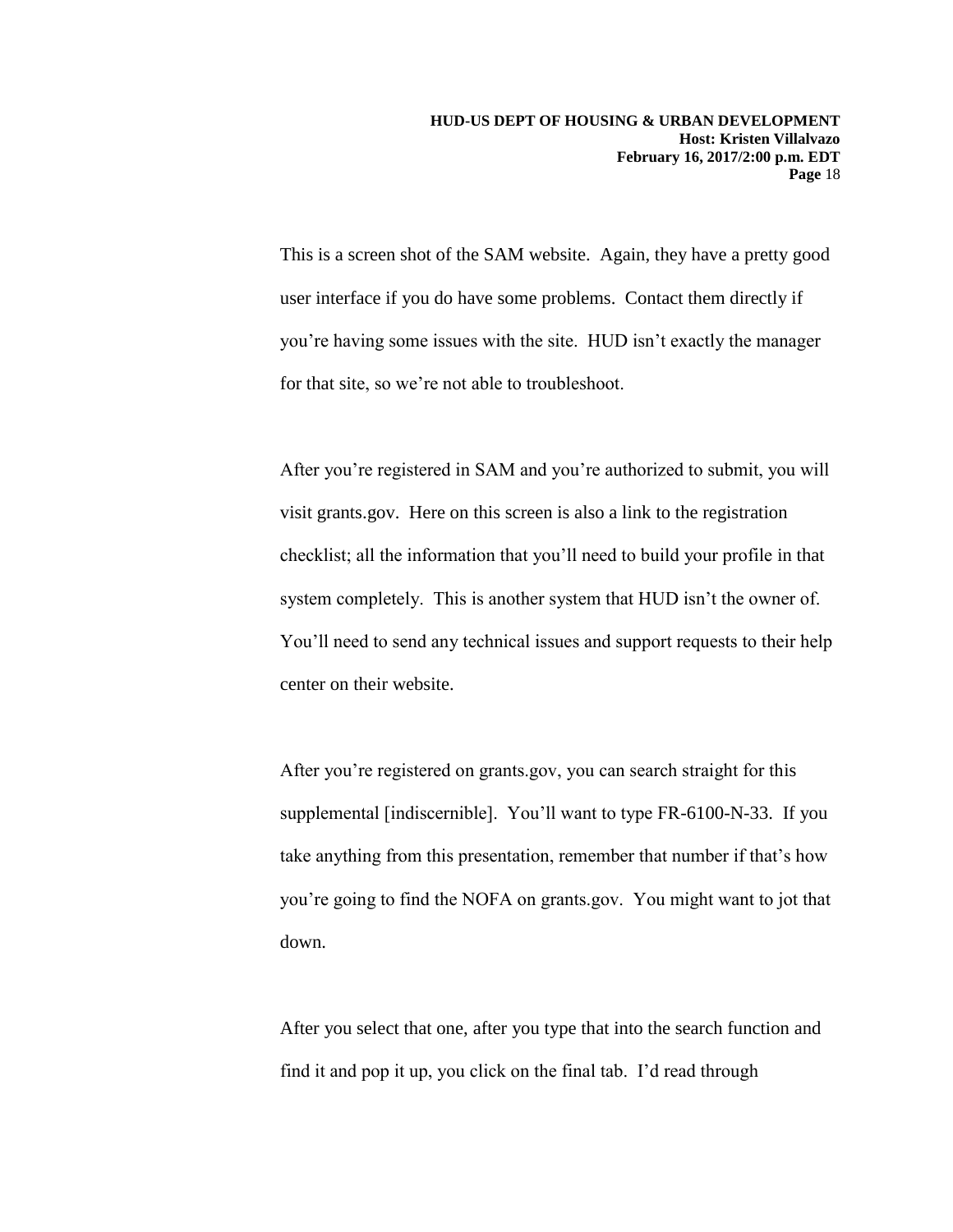This is a screen shot of the SAM website. Again, they have a pretty good user interface if you do have some problems. Contact them directly if you're having some issues with the site. HUD isn't exactly the manager for that site, so we're not able to troubleshoot.

After you're registered in SAM and you're authorized to submit, you will visit grants.gov. Here on this screen is also a link to the registration checklist; all the information that you'll need to build your profile in that system completely. This is another system that HUD isn't the owner of. You'll need to send any technical issues and support requests to their help center on their website.

After you're registered on grants.gov, you can search straight for this supplemental [indiscernible]. You'll want to type FR-6100-N-33. If you take anything from this presentation, remember that number if that's how you're going to find the NOFA on grants.gov. You might want to jot that down.

After you select that one, after you type that into the search function and find it and pop it up, you click on the final tab. I'd read through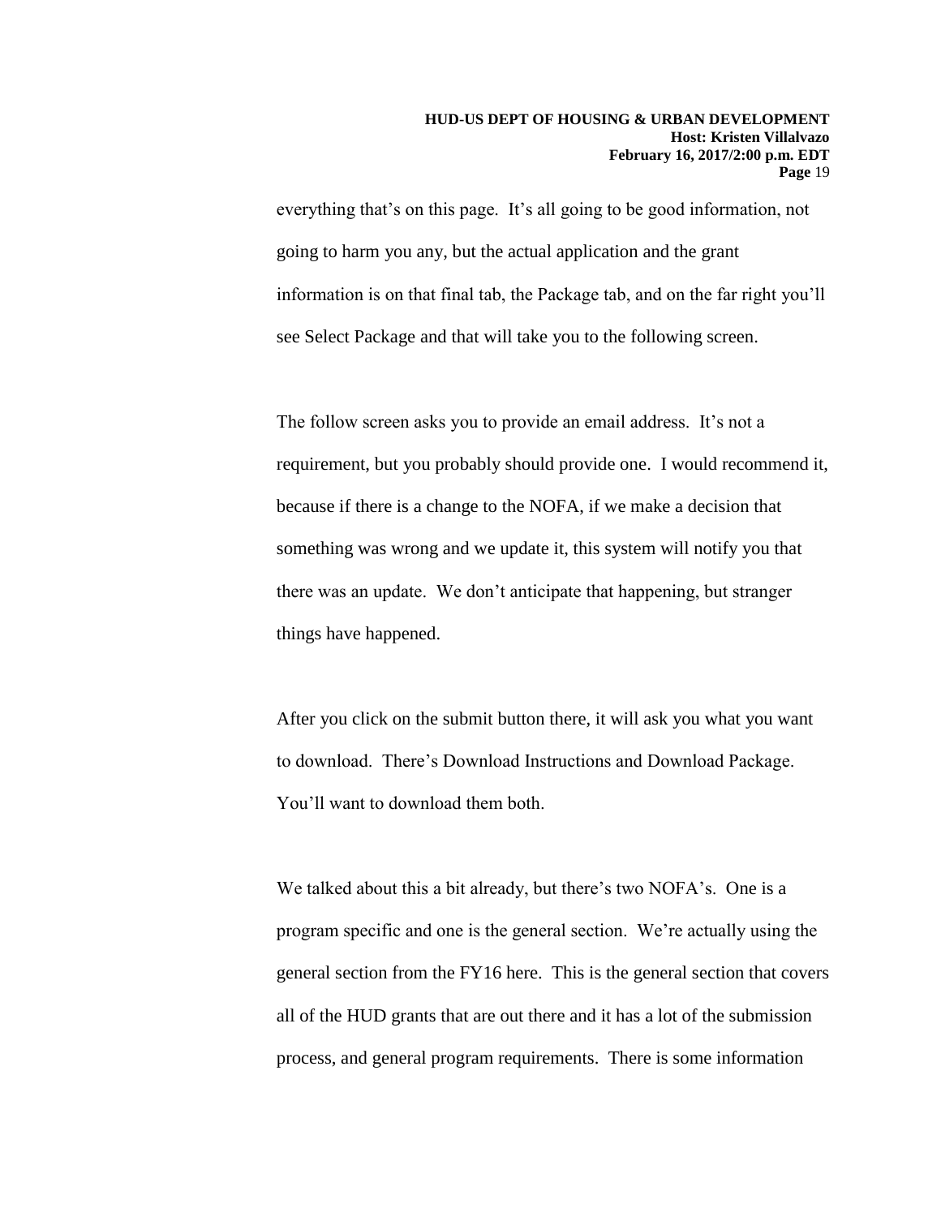everything that's on this page. It's all going to be good information, not going to harm you any, but the actual application and the grant information is on that final tab, the Package tab, and on the far right you'll see Select Package and that will take you to the following screen.

The follow screen asks you to provide an email address. It's not a requirement, but you probably should provide one. I would recommend it, because if there is a change to the NOFA, if we make a decision that something was wrong and we update it, this system will notify you that there was an update. We don't anticipate that happening, but stranger things have happened.

After you click on the submit button there, it will ask you what you want to download. There's Download Instructions and Download Package. You'll want to download them both.

We talked about this a bit already, but there's two NOFA's. One is a program specific and one is the general section. We're actually using the general section from the FY16 here. This is the general section that covers all of the HUD grants that are out there and it has a lot of the submission process, and general program requirements. There is some information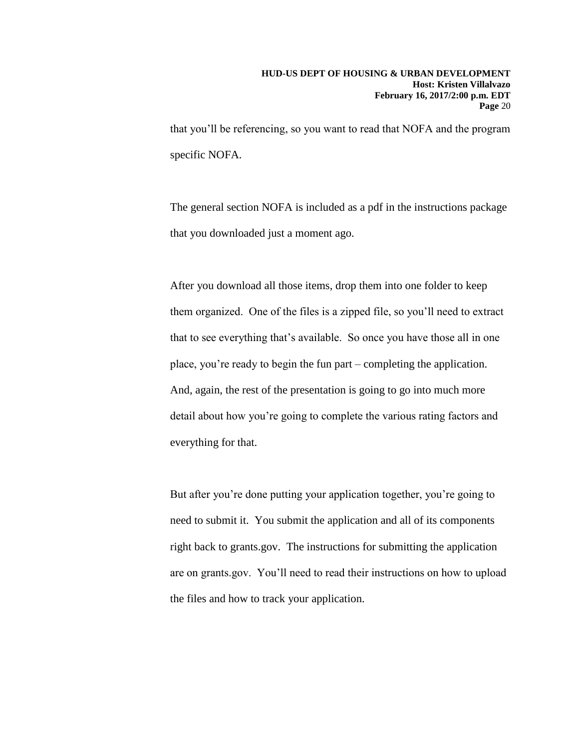that you'll be referencing, so you want to read that NOFA and the program specific NOFA.

The general section NOFA is included as a pdf in the instructions package that you downloaded just a moment ago.

After you download all those items, drop them into one folder to keep them organized. One of the files is a zipped file, so you'll need to extract that to see everything that's available. So once you have those all in one place, you're ready to begin the fun part – completing the application. And, again, the rest of the presentation is going to go into much more detail about how you're going to complete the various rating factors and everything for that.

But after you're done putting your application together, you're going to need to submit it. You submit the application and all of its components right back to grants.gov. The instructions for submitting the application are on grants.gov. You'll need to read their instructions on how to upload the files and how to track your application.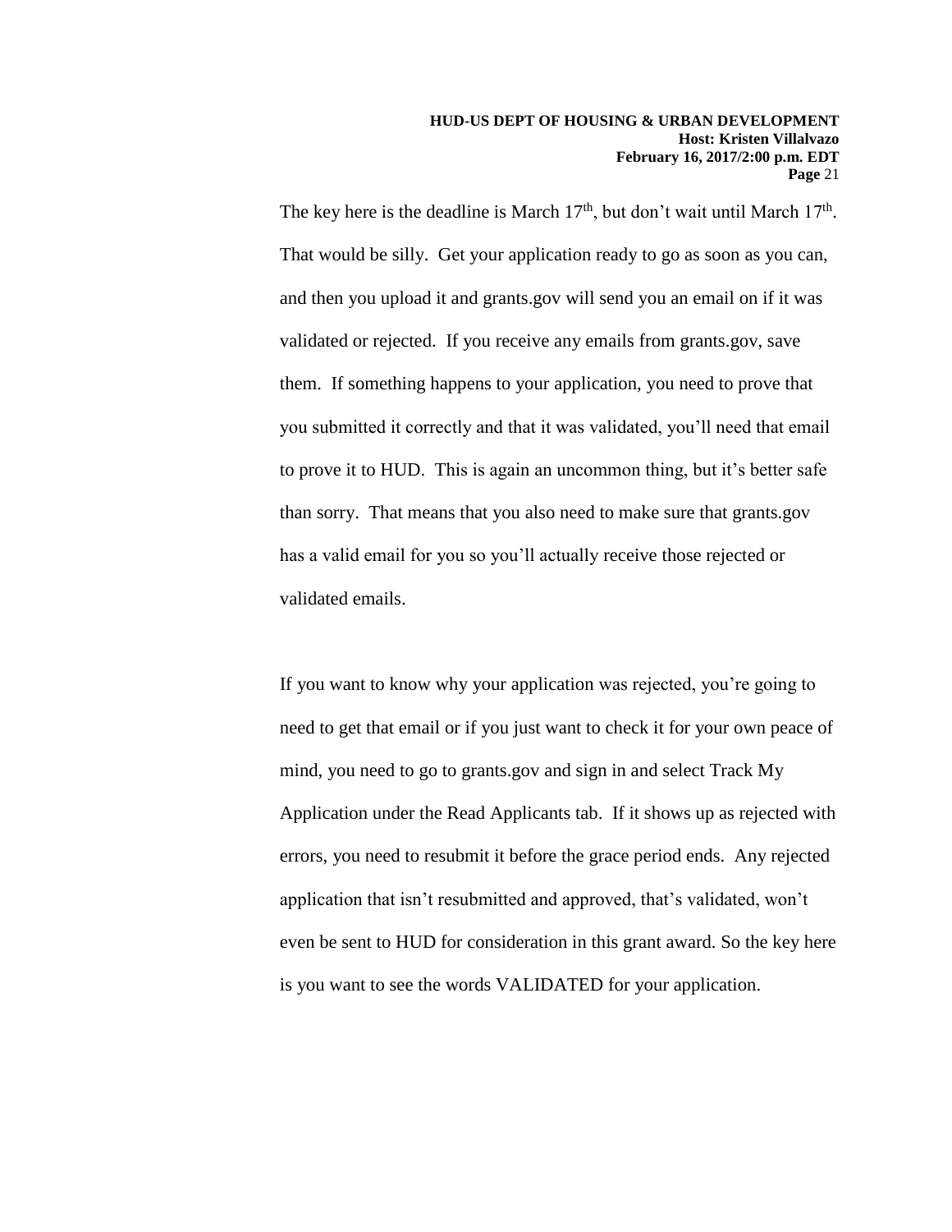The key here is the deadline is March 17th, but don't wait until March 17th. That would be silly. Get your application ready to go as soon as you can, and then you upload it and grants.gov will send you an email on if it was validated or rejected. If you receive any emails from grants.gov, save them. If something happens to your application, you need to prove that you submitted it correctly and that it was validated, you'll need that email to prove it to HUD. This is again an uncommon thing, but it's better safe than sorry. That means that you also need to make sure that grants.gov has a valid email for you so you'll actually receive those rejected or validated emails.

If you want to know why your application was rejected, you're going to need to get that email or if you just want to check it for your own peace of mind, you need to go to grants.gov and sign in and select Track My Application under the Read Applicants tab. If it shows up as rejected with errors, you need to resubmit it before the grace period ends. Any rejected application that isn't resubmitted and approved, that's validated, won't even be sent to HUD for consideration in this grant award. So the key here is you want to see the words VALIDATED for your application.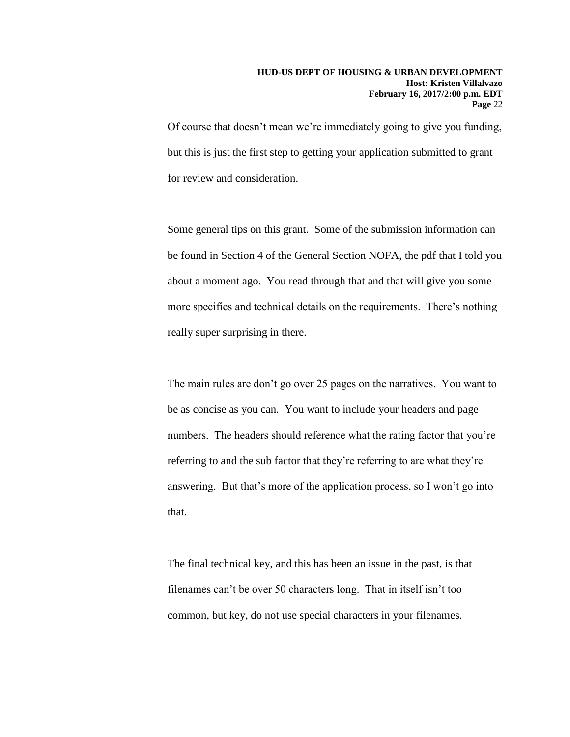Of course that doesn't mean we're immediately going to give you funding, but this is just the first step to getting your application submitted to grant for review and consideration.

Some general tips on this grant. Some of the submission information can be found in Section 4 of the General Section NOFA, the pdf that I told you about a moment ago. You read through that and that will give you some more specifics and technical details on the requirements. There's nothing really super surprising in there.

The main rules are don't go over 25 pages on the narratives. You want to be as concise as you can. You want to include your headers and page numbers. The headers should reference what the rating factor that you're referring to and the sub factor that they're referring to are what they're answering. But that's more of the application process, so I won't go into that.

The final technical key, and this has been an issue in the past, is that filenames can't be over 50 characters long. That in itself isn't too common, but key, do not use special characters in your filenames.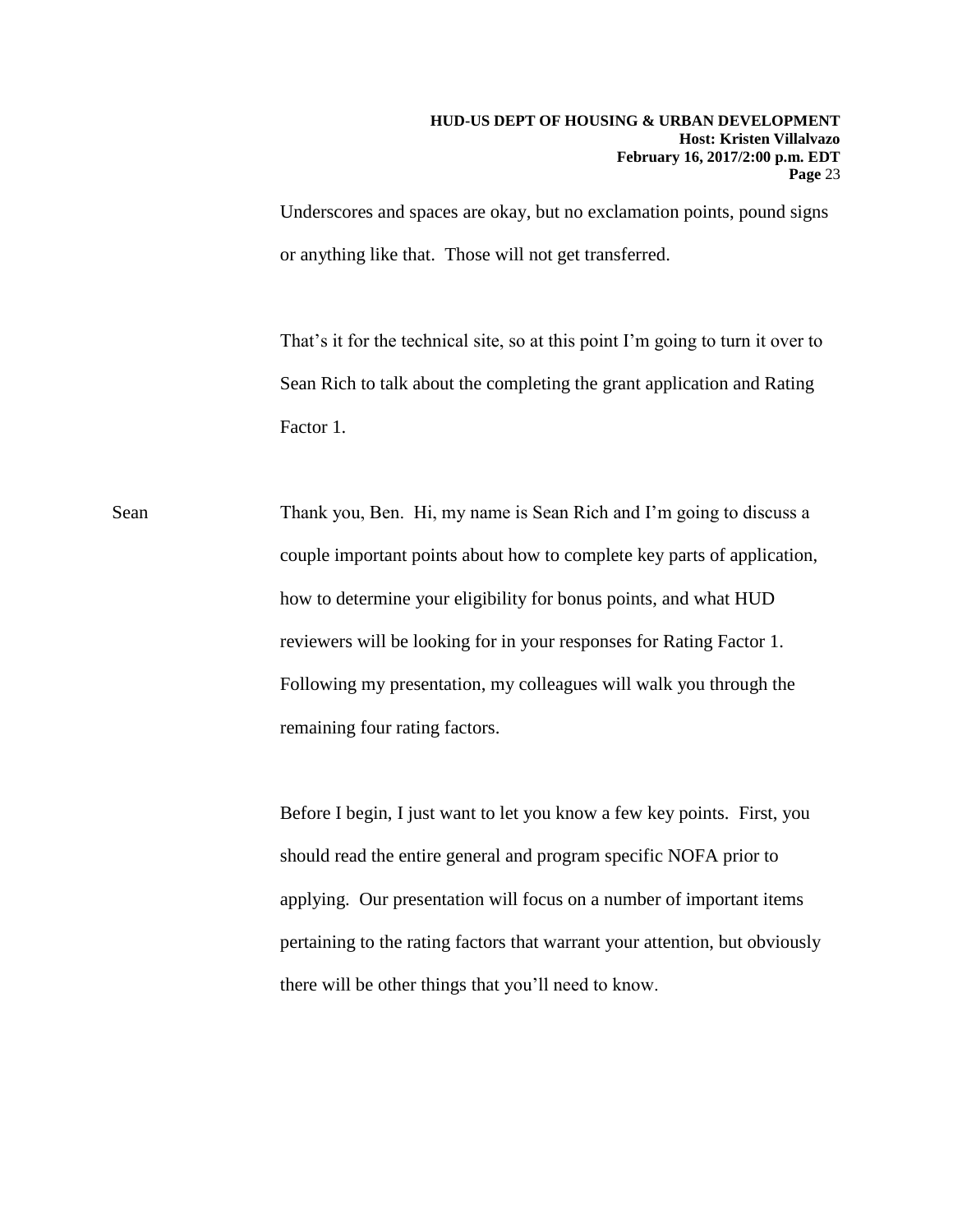Underscores and spaces are okay, but no exclamation points, pound signs or anything like that. Those will not get transferred.

That's it for the technical site, so at this point I'm going to turn it over to Sean Rich to talk about the completing the grant application and Rating Factor 1.

Sean Thank you, Ben. Hi, my name is Sean Rich and I'm going to discuss a couple important points about how to complete key parts of application, how to determine your eligibility for bonus points, and what HUD reviewers will be looking for in your responses for Rating Factor 1. Following my presentation, my colleagues will walk you through the remaining four rating factors.

Before I begin, I just want to let you know a few key points. First, you should read the entire general and program specific NOFA prior to applying. Our presentation will focus on a number of important items pertaining to the rating factors that warrant your attention, but obviously there will be other things that you'll need to know.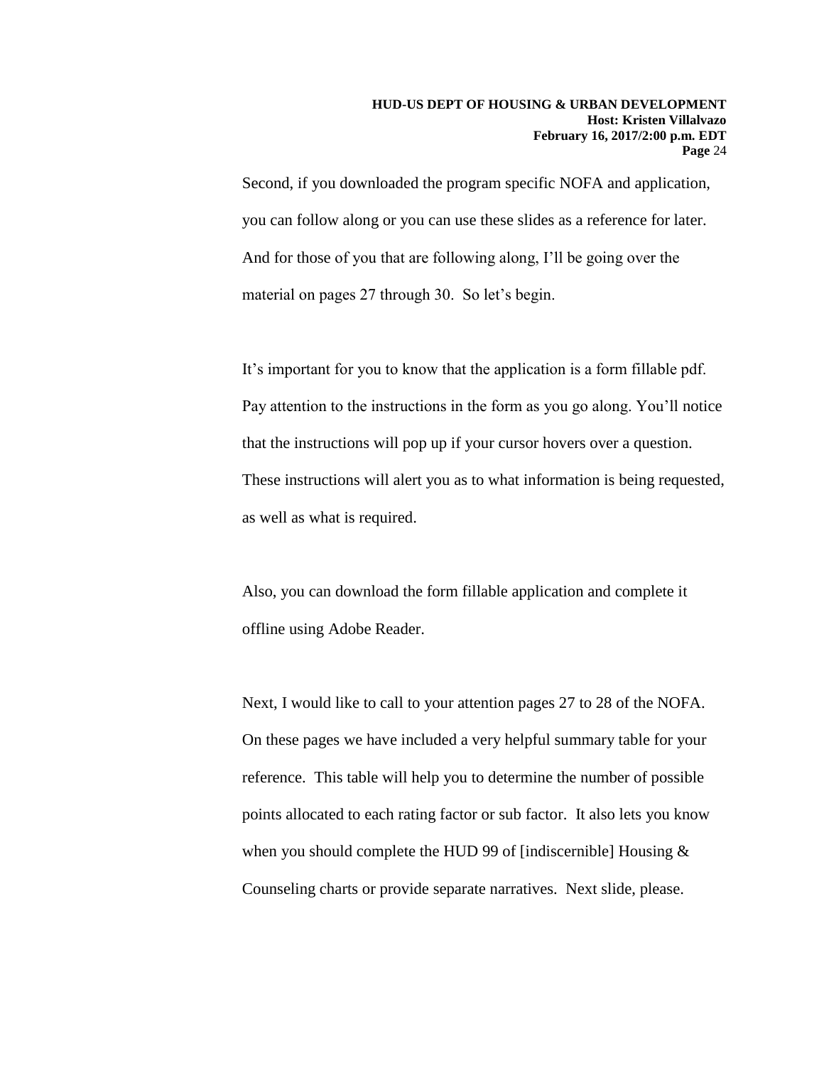Second, if you downloaded the program specific NOFA and application, you can follow along or you can use these slides as a reference for later. And for those of you that are following along, I'll be going over the material on pages 27 through 30. So let's begin.

It's important for you to know that the application is a form fillable pdf. Pay attention to the instructions in the form as you go along. You'll notice that the instructions will pop up if your cursor hovers over a question. These instructions will alert you as to what information is being requested, as well as what is required.

Also, you can download the form fillable application and complete it offline using Adobe Reader.

Next, I would like to call to your attention pages 27 to 28 of the NOFA. On these pages we have included a very helpful summary table for your reference. This table will help you to determine the number of possible points allocated to each rating factor or sub factor. It also lets you know when you should complete the HUD 99 of [indiscernible] Housing & Counseling charts or provide separate narratives. Next slide, please.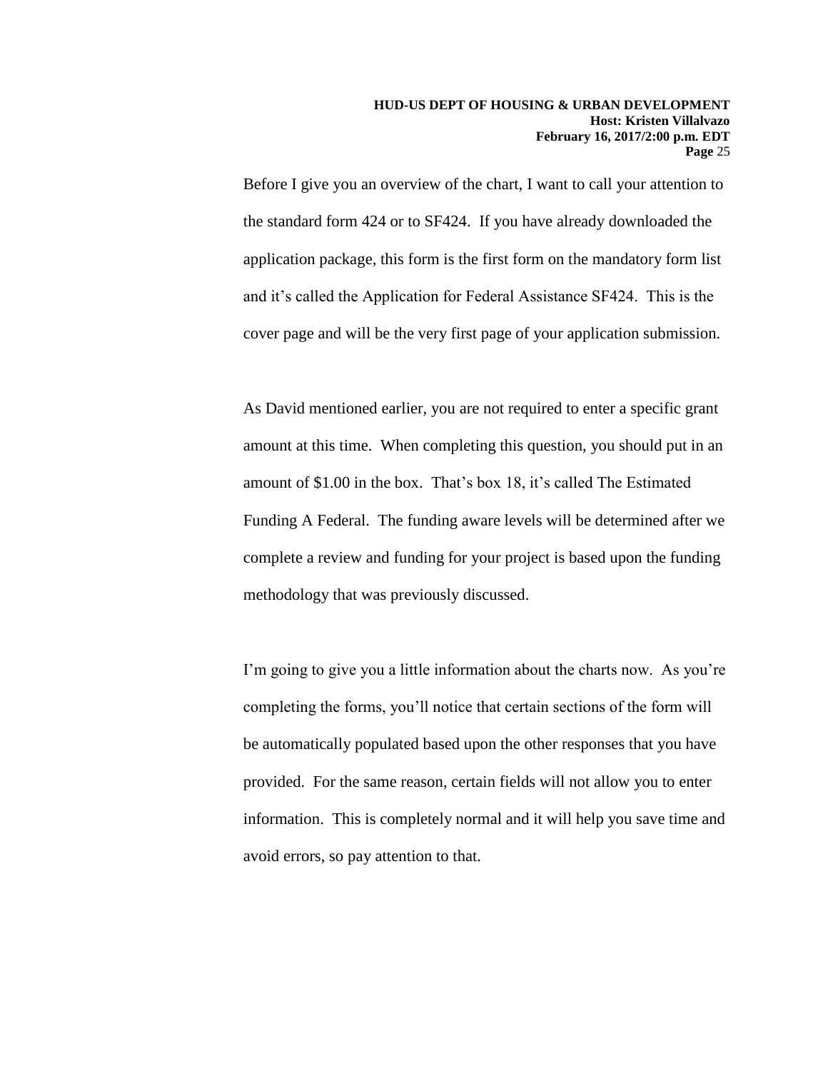Before I give you an overview of the chart, I want to call your attention to the standard form 424 or to SF424. If you have already downloaded the application package, this form is the first form on the mandatory form list and it's called the Application for Federal Assistance SF424. This is the cover page and will be the very first page of your application submission.

As David mentioned earlier, you are not required to enter a specific grant amount at this time. When completing this question, you should put in an amount of $1.00 in the box. That's box 18, it's called The Estimated Funding A Federal. The funding aware levels will be determined after we complete a review and funding for your project is based upon the funding methodology that was previously discussed.

I'm going to give you a little information about the charts now. As you're completing the forms, you'll notice that certain sections of the form will be automatically populated based upon the other responses that you have provided. For the same reason, certain fields will not allow you to enter information. This is completely normal and it will help you save time and avoid errors, so pay attention to that.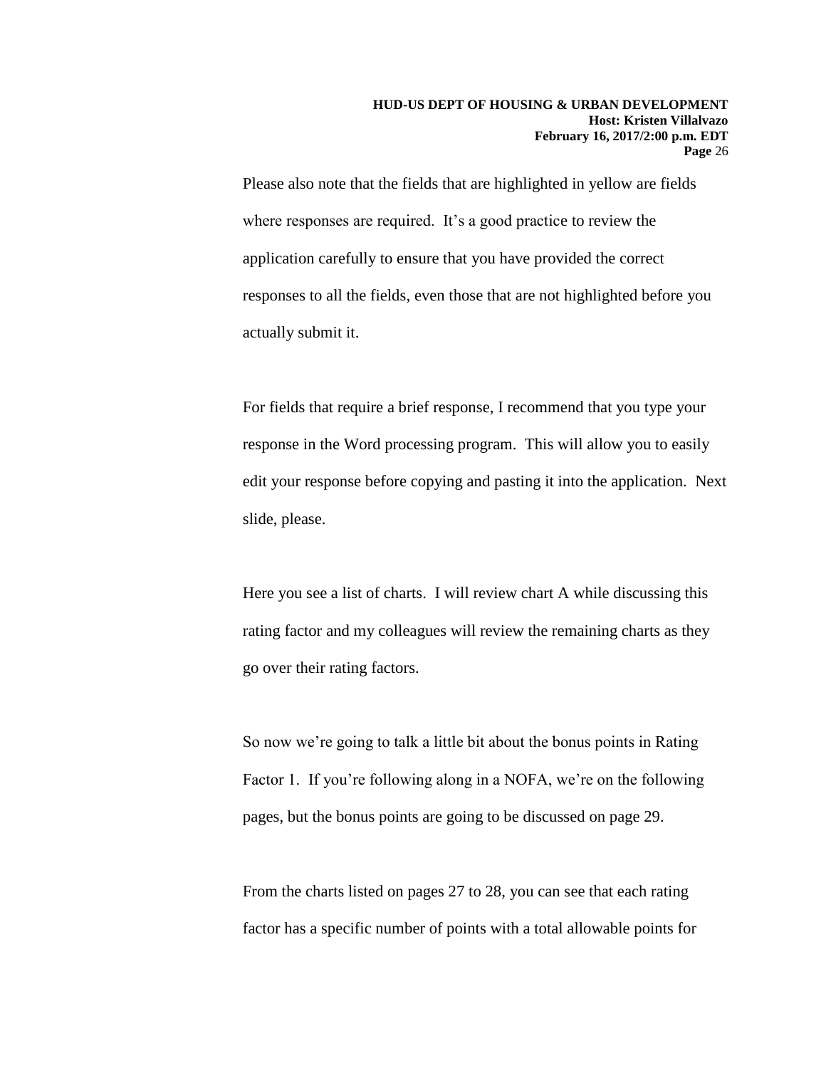Please also note that the fields that are highlighted in yellow are fields where responses are required. It's a good practice to review the application carefully to ensure that you have provided the correct responses to all the fields, even those that are not highlighted before you actually submit it.

For fields that require a brief response, I recommend that you type your response in the Word processing program. This will allow you to easily edit your response before copying and pasting it into the application. Next slide, please.

Here you see a list of charts. I will review chart A while discussing this rating factor and my colleagues will review the remaining charts as they go over their rating factors.

So now we're going to talk a little bit about the bonus points in Rating Factor 1. If you're following along in a NOFA, we're on the following pages, but the bonus points are going to be discussed on page 29.

From the charts listed on pages 27 to 28, you can see that each rating factor has a specific number of points with a total allowable points for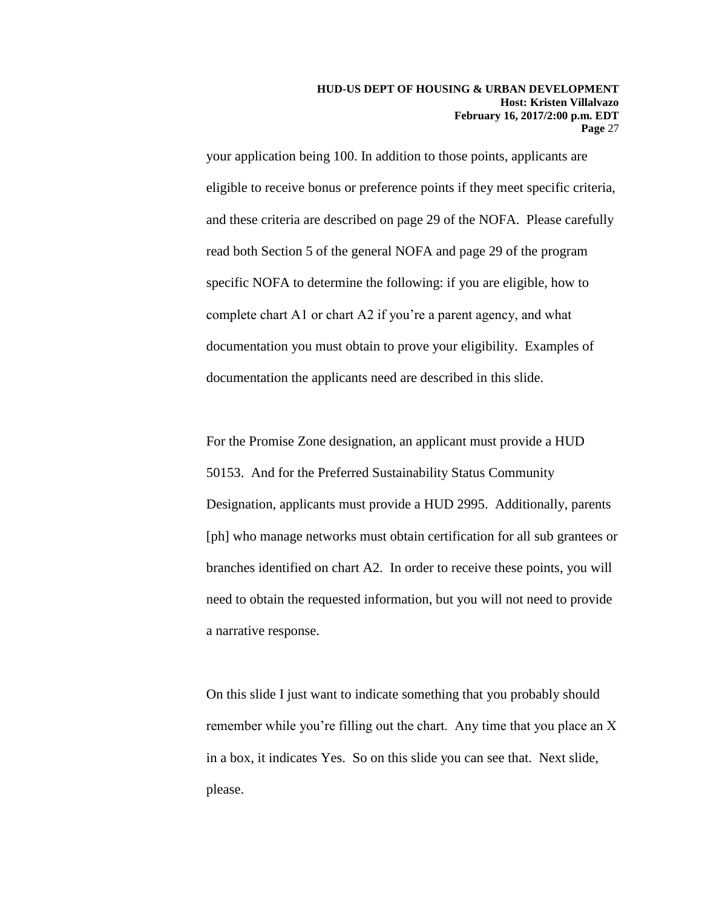your application being 100. In addition to those points, applicants are eligible to receive bonus or preference points if they meet specific criteria, and these criteria are described on page 29 of the NOFA. Please carefully read both Section 5 of the general NOFA and page 29 of the program specific NOFA to determine the following: if you are eligible, how to complete chart A1 or chart A2 if you're a parent agency, and what documentation you must obtain to prove your eligibility. Examples of documentation the applicants need are described in this slide.

For the Promise Zone designation, an applicant must provide a HUD 50153. And for the Preferred Sustainability Status Community Designation, applicants must provide a HUD 2995. Additionally, parents [ph] who manage networks must obtain certification for all sub grantees or branches identified on chart A2. In order to receive these points, you will need to obtain the requested information, but you will not need to provide a narrative response.

On this slide I just want to indicate something that you probably should remember while you're filling out the chart. Any time that you place an X in a box, it indicates Yes. So on this slide you can see that. Next slide, please.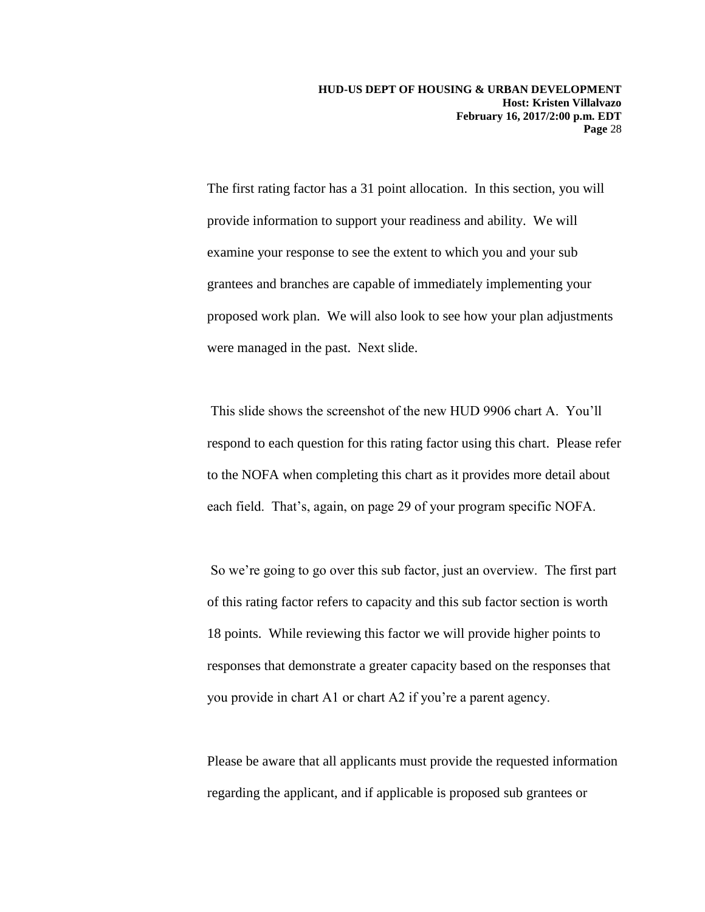The first rating factor has a 31 point allocation. In this section, you will provide information to support your readiness and ability. We will examine your response to see the extent to which you and your sub grantees and branches are capable of immediately implementing your proposed work plan. We will also look to see how your plan adjustments were managed in the past. Next slide.

This slide shows the screenshot of the new HUD 9906 chart A. You'll respond to each question for this rating factor using this chart. Please refer to the NOFA when completing this chart as it provides more detail about each field. That's, again, on page 29 of your program specific NOFA.

So we're going to go over this sub factor, just an overview. The first part of this rating factor refers to capacity and this sub factor section is worth 18 points. While reviewing this factor we will provide higher points to responses that demonstrate a greater capacity based on the responses that you provide in chart A1 or chart A2 if you're a parent agency.

Please be aware that all applicants must provide the requested information regarding the applicant, and if applicable is proposed sub grantees or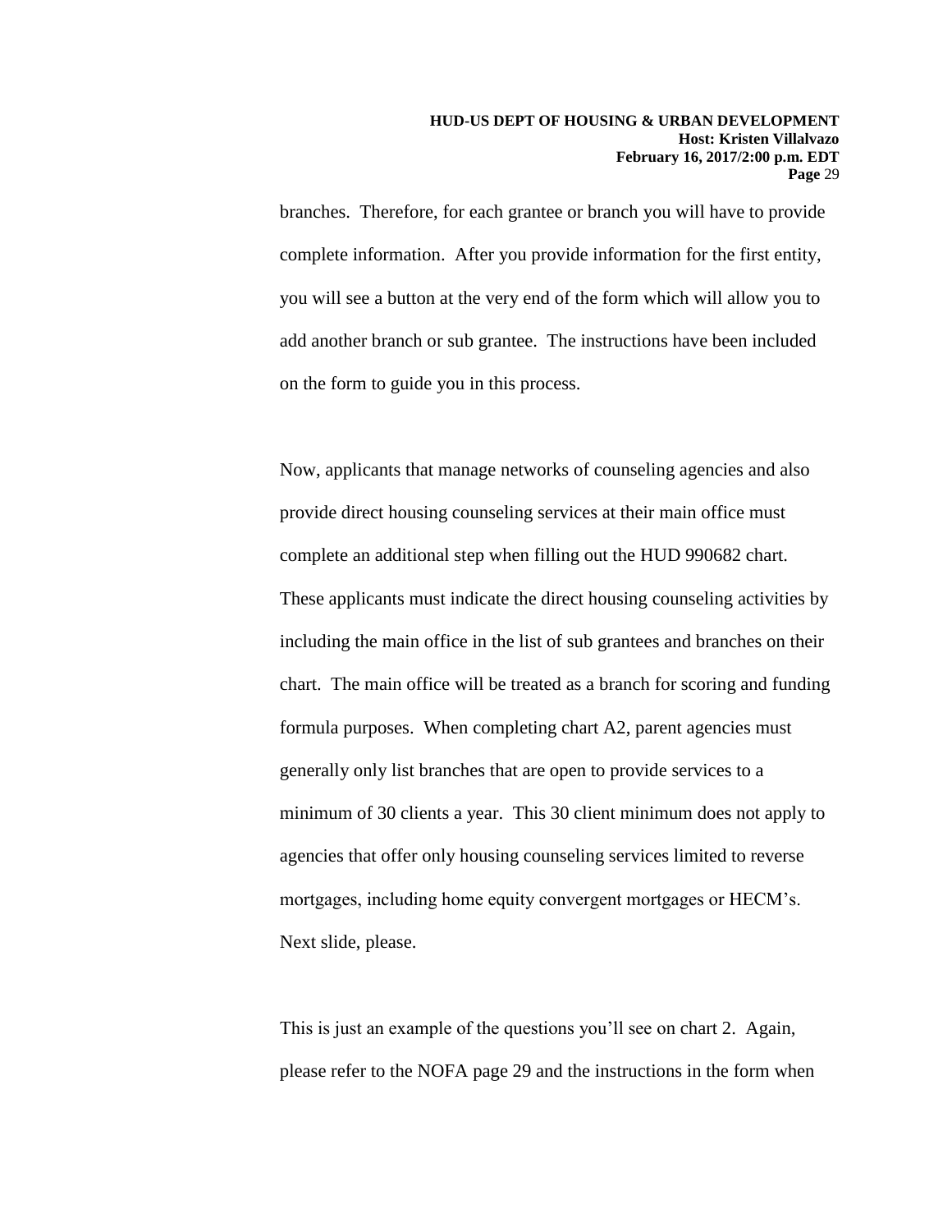branches. Therefore, for each grantee or branch you will have to provide complete information. After you provide information for the first entity, you will see a button at the very end of the form which will allow you to add another branch or sub grantee. The instructions have been included on the form to guide you in this process.

Now, applicants that manage networks of counseling agencies and also provide direct housing counseling services at their main office must complete an additional step when filling out the HUD 990682 chart. These applicants must indicate the direct housing counseling activities by including the main office in the list of sub grantees and branches on their chart. The main office will be treated as a branch for scoring and funding formula purposes. When completing chart A2, parent agencies must generally only list branches that are open to provide services to a minimum of 30 clients a year. This 30 client minimum does not apply to agencies that offer only housing counseling services limited to reverse mortgages, including home equity convergent mortgages or HECM's. Next slide, please.

This is just an example of the questions you'll see on chart 2. Again, please refer to the NOFA page 29 and the instructions in the form when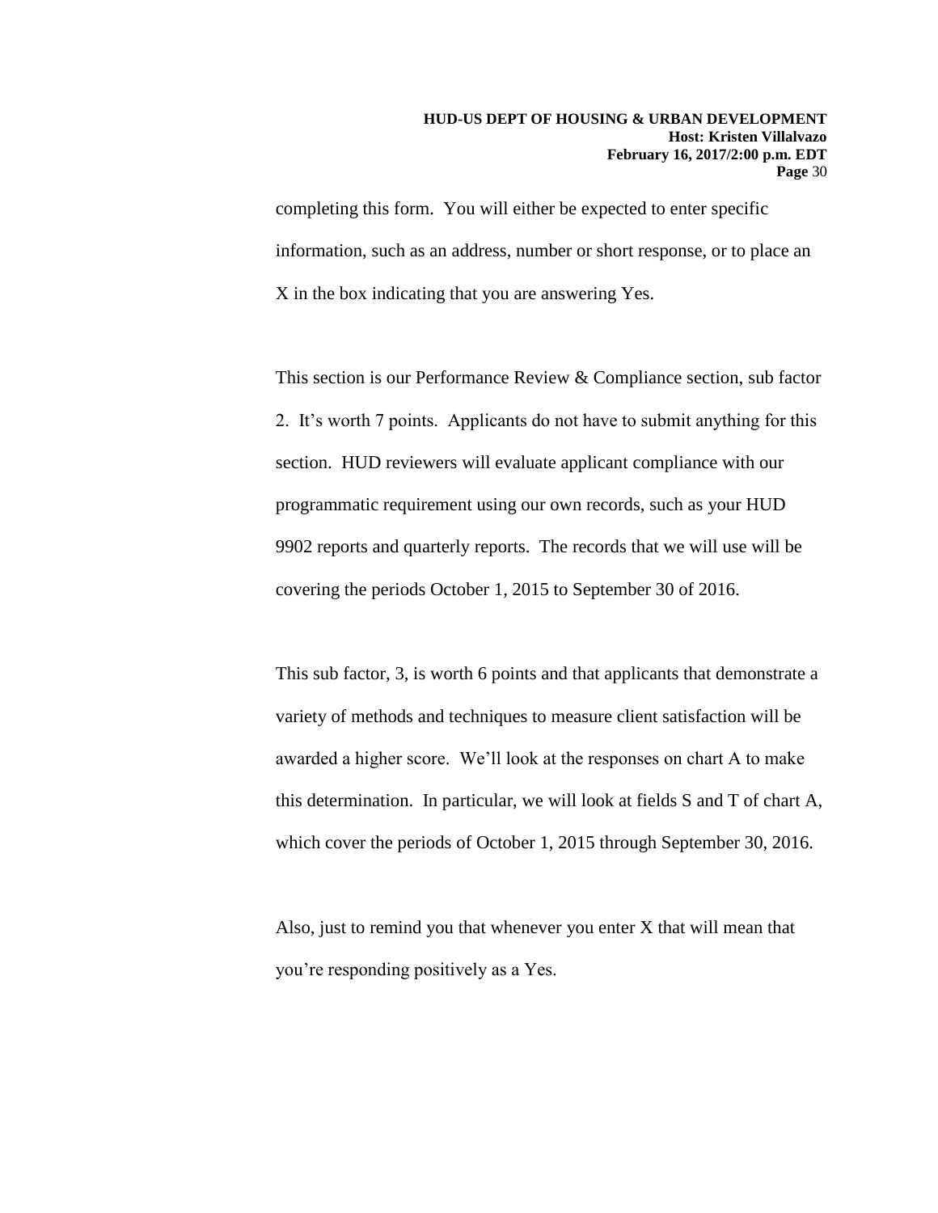completing this form. You will either be expected to enter specific information, such as an address, number or short response, or to place an X in the box indicating that you are answering Yes.

This section is our Performance Review & Compliance section, sub factor 2. It's worth 7 points. Applicants do not have to submit anything for this section. HUD reviewers will evaluate applicant compliance with our programmatic requirement using our own records, such as your HUD 9902 reports and quarterly reports. The records that we will use will be covering the periods October 1, 2015 to September 30 of 2016.

This sub factor, 3, is worth 6 points and that applicants that demonstrate a variety of methods and techniques to measure client satisfaction will be awarded a higher score. We'll look at the responses on chart A to make this determination. In particular, we will look at fields S and T of chart A, which cover the periods of October 1, 2015 through September 30, 2016.

Also, just to remind you that whenever you enter X that will mean that you're responding positively as a Yes.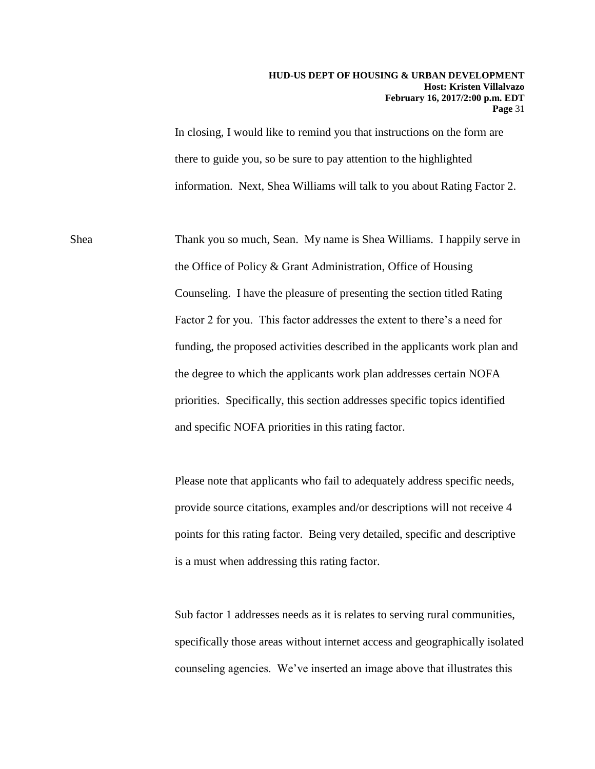In closing, I would like to remind you that instructions on the form are there to guide you, so be sure to pay attention to the highlighted information. Next, Shea Williams will talk to you about Rating Factor 2.

Shea Thank you so much, Sean. My name is Shea Williams. I happily serve in the Office of Policy & Grant Administration, Office of Housing Counseling. I have the pleasure of presenting the section titled Rating Factor 2 for you. This factor addresses the extent to there's a need for funding, the proposed activities described in the applicants work plan and the degree to which the applicants work plan addresses certain NOFA priorities. Specifically, this section addresses specific topics identified and specific NOFA priorities in this rating factor.

Please note that applicants who fail to adequately address specific needs, provide source citations, examples and/or descriptions will not receive 4 points for this rating factor. Being very detailed, specific and descriptive is a must when addressing this rating factor.

Sub factor 1 addresses needs as it is relates to serving rural communities, specifically those areas without internet access and geographically isolated counseling agencies. We've inserted an image above that illustrates this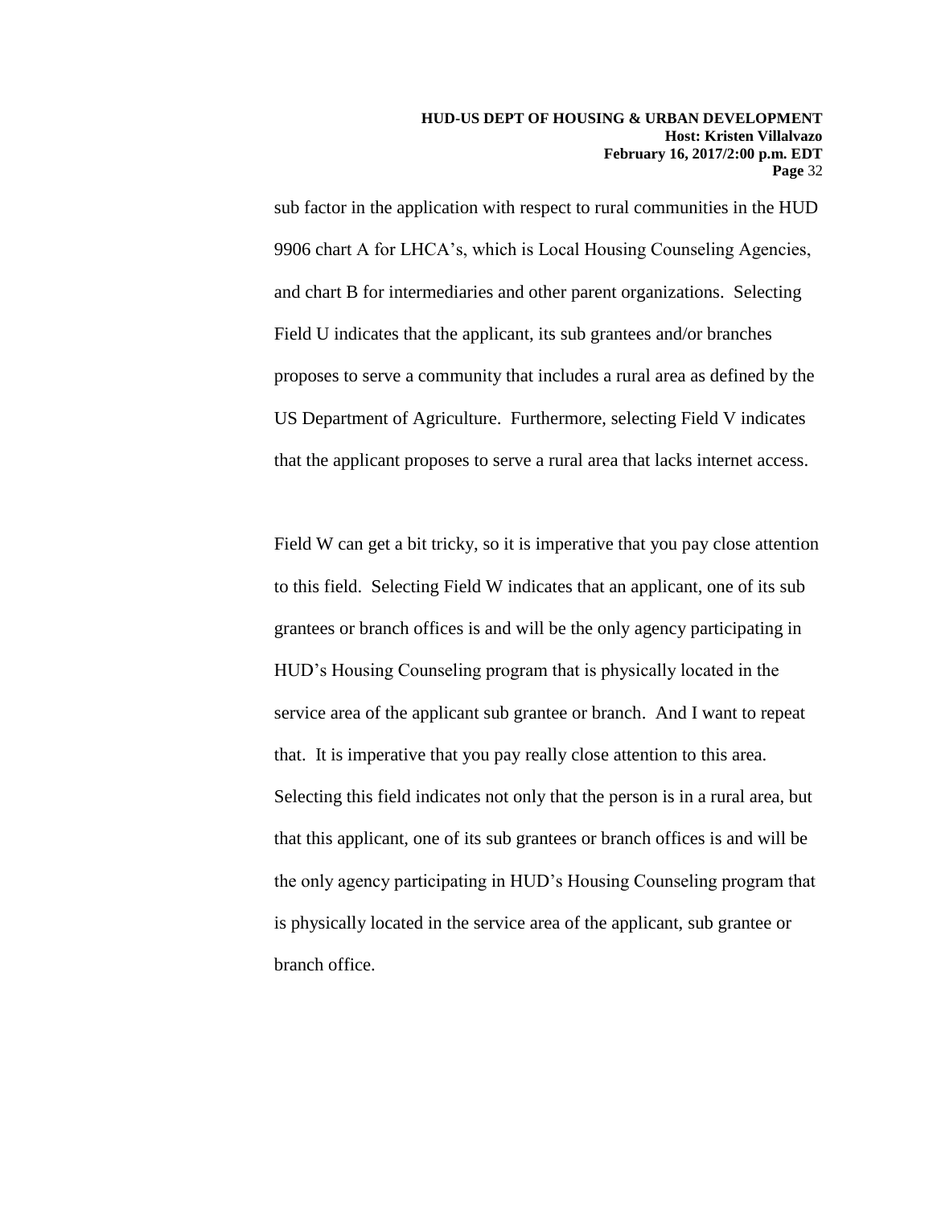sub factor in the application with respect to rural communities in the HUD 9906 chart A for LHCA's, which is Local Housing Counseling Agencies, and chart B for intermediaries and other parent organizations. Selecting Field U indicates that the applicant, its sub grantees and/or branches proposes to serve a community that includes a rural area as defined by the US Department of Agriculture. Furthermore, selecting Field V indicates that the applicant proposes to serve a rural area that lacks internet access.

Field W can get a bit tricky, so it is imperative that you pay close attention to this field. Selecting Field W indicates that an applicant, one of its sub grantees or branch offices is and will be the only agency participating in HUD's Housing Counseling program that is physically located in the service area of the applicant sub grantee or branch. And I want to repeat that. It is imperative that you pay really close attention to this area. Selecting this field indicates not only that the person is in a rural area, but that this applicant, one of its sub grantees or branch offices is and will be the only agency participating in HUD's Housing Counseling program that is physically located in the service area of the applicant, sub grantee or branch office.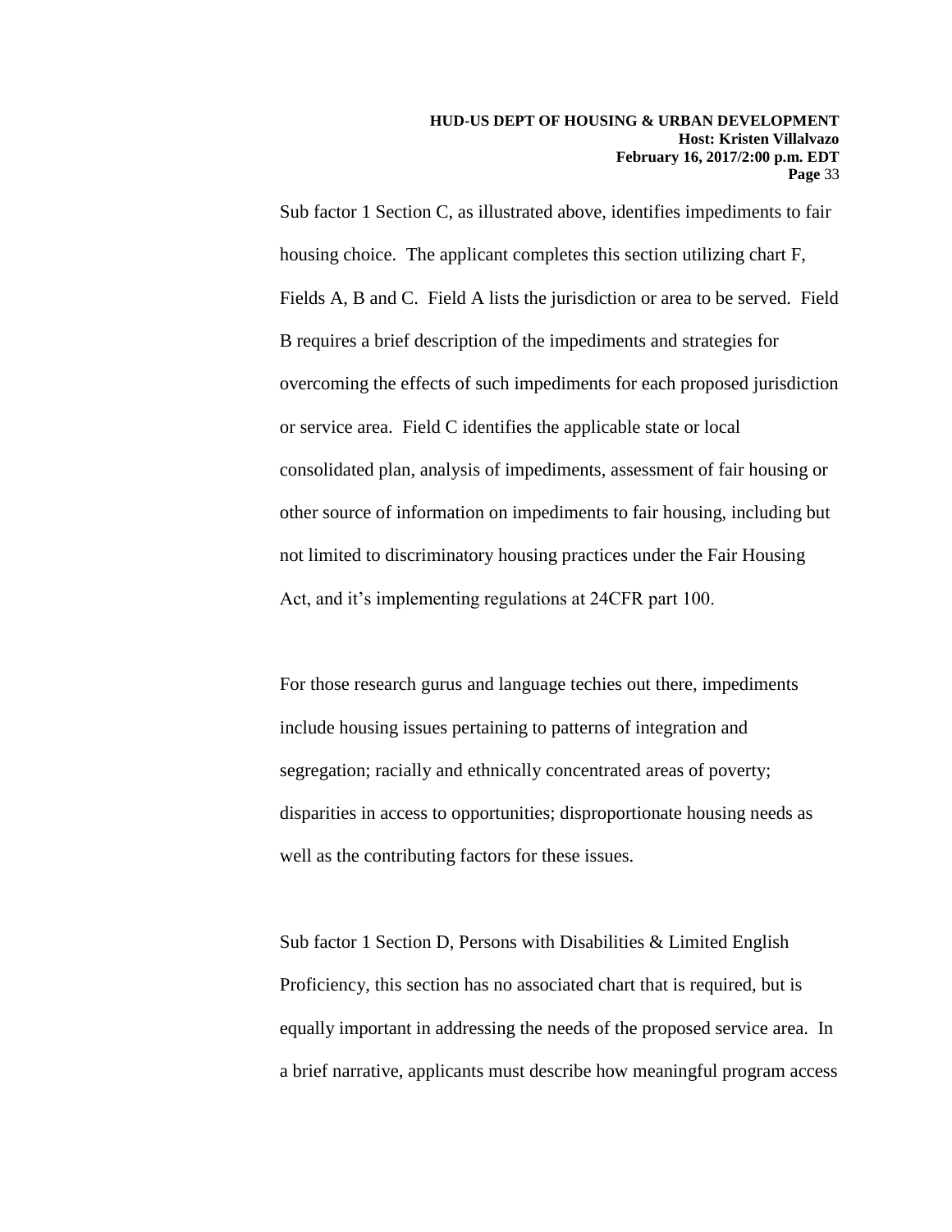Sub factor 1 Section C, as illustrated above, identifies impediments to fair housing choice. The applicant completes this section utilizing chart F, Fields A, B and C. Field A lists the jurisdiction or area to be served. Field B requires a brief description of the impediments and strategies for overcoming the effects of such impediments for each proposed jurisdiction or service area. Field C identifies the applicable state or local consolidated plan, analysis of impediments, assessment of fair housing or other source of information on impediments to fair housing, including but not limited to discriminatory housing practices under the Fair Housing Act, and it's implementing regulations at 24CFR part 100.

For those research gurus and language techies out there, impediments include housing issues pertaining to patterns of integration and segregation; racially and ethnically concentrated areas of poverty; disparities in access to opportunities; disproportionate housing needs as well as the contributing factors for these issues.

Sub factor 1 Section D, Persons with Disabilities & Limited English Proficiency, this section has no associated chart that is required, but is equally important in addressing the needs of the proposed service area. In a brief narrative, applicants must describe how meaningful program access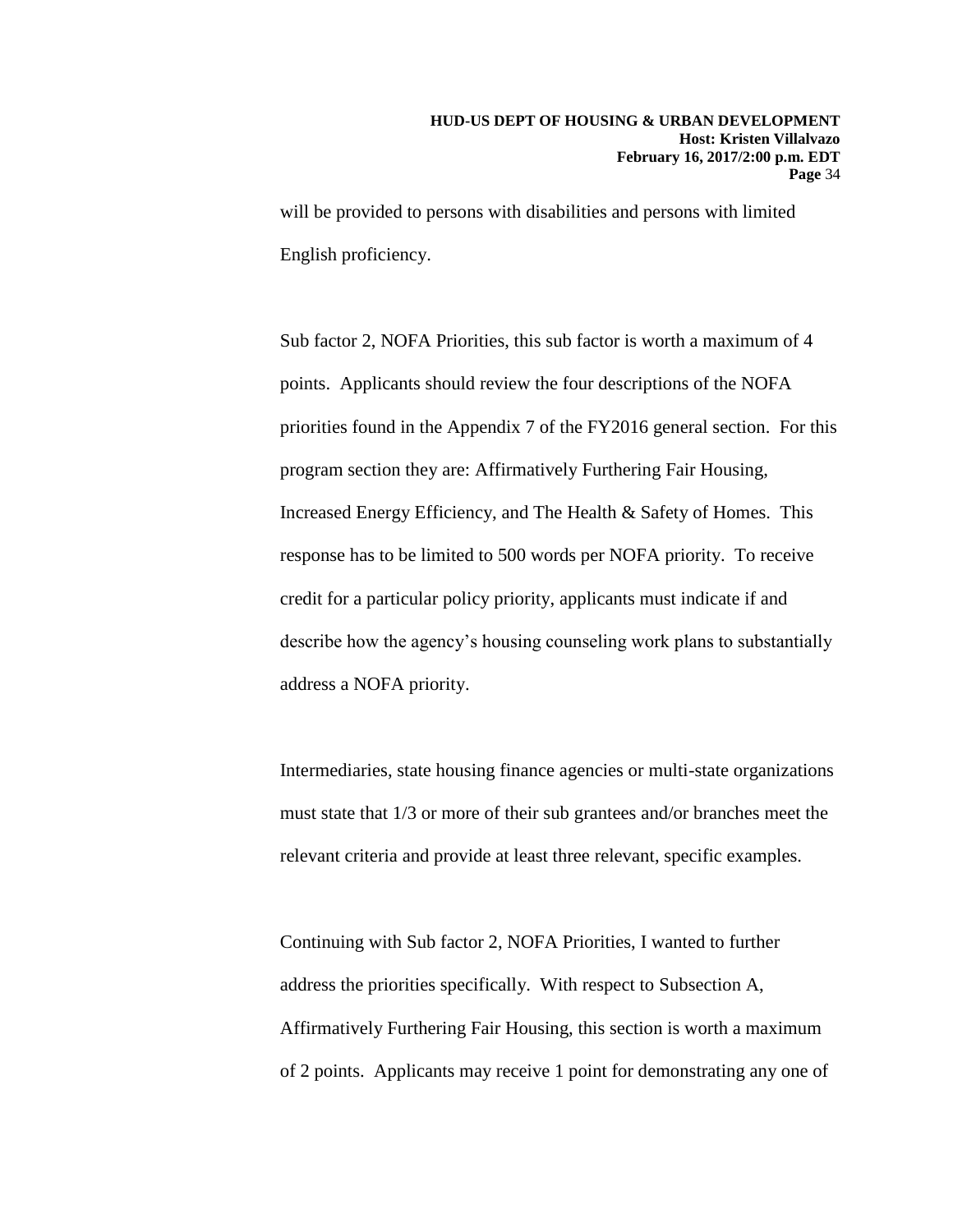will be provided to persons with disabilities and persons with limited English proficiency.

Sub factor 2, NOFA Priorities, this sub factor is worth a maximum of 4 points. Applicants should review the four descriptions of the NOFA priorities found in the Appendix 7 of the FY2016 general section. For this program section they are: Affirmatively Furthering Fair Housing, Increased Energy Efficiency, and The Health & Safety of Homes. This response has to be limited to 500 words per NOFA priority. To receive credit for a particular policy priority, applicants must indicate if and describe how the agency's housing counseling work plans to substantially address a NOFA priority.

Intermediaries, state housing finance agencies or multi-state organizations must state that 1/3 or more of their sub grantees and/or branches meet the relevant criteria and provide at least three relevant, specific examples.

Continuing with Sub factor 2, NOFA Priorities, I wanted to further address the priorities specifically. With respect to Subsection A, Affirmatively Furthering Fair Housing, this section is worth a maximum of 2 points. Applicants may receive 1 point for demonstrating any one of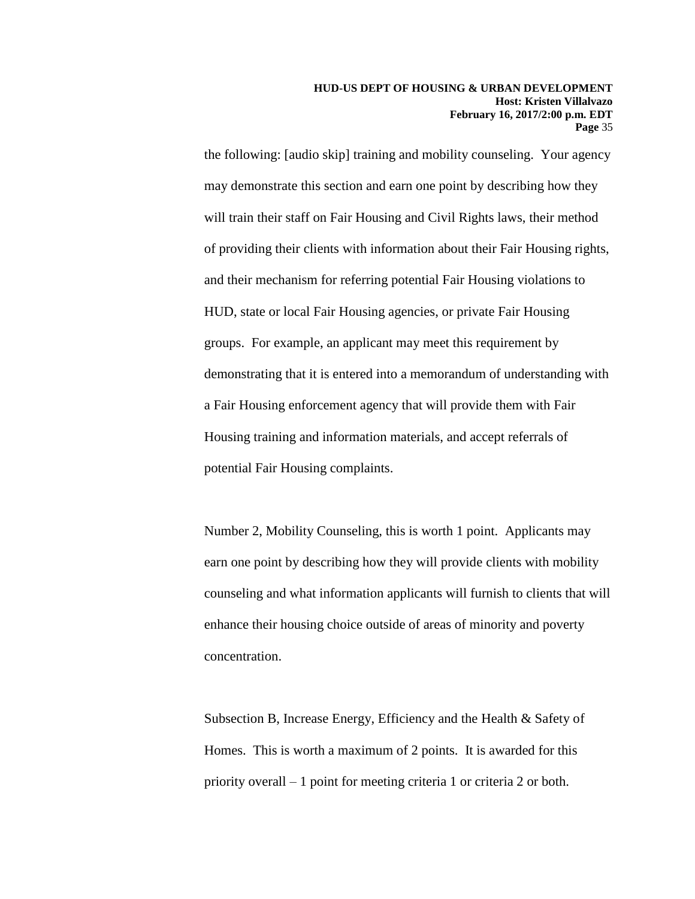the following: [audio skip] training and mobility counseling. Your agency may demonstrate this section and earn one point by describing how they will train their staff on Fair Housing and Civil Rights laws, their method of providing their clients with information about their Fair Housing rights, and their mechanism for referring potential Fair Housing violations to HUD, state or local Fair Housing agencies, or private Fair Housing groups. For example, an applicant may meet this requirement by demonstrating that it is entered into a memorandum of understanding with a Fair Housing enforcement agency that will provide them with Fair Housing training and information materials, and accept referrals of potential Fair Housing complaints.

Number 2, Mobility Counseling, this is worth 1 point. Applicants may earn one point by describing how they will provide clients with mobility counseling and what information applicants will furnish to clients that will enhance their housing choice outside of areas of minority and poverty concentration.

Subsection B, Increase Energy, Efficiency and the Health & Safety of Homes. This is worth a maximum of 2 points. It is awarded for this priority overall – 1 point for meeting criteria 1 or criteria 2 or both.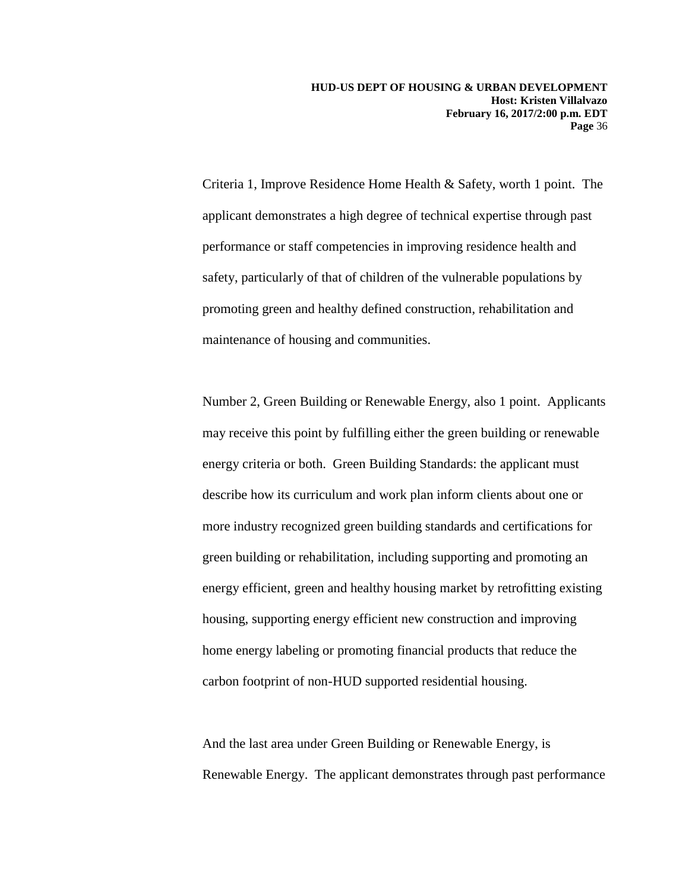Criteria 1, Improve Residence Home Health & Safety, worth 1 point. The applicant demonstrates a high degree of technical expertise through past performance or staff competencies in improving residence health and safety, particularly of that of children of the vulnerable populations by promoting green and healthy defined construction, rehabilitation and maintenance of housing and communities.

Number 2, Green Building or Renewable Energy, also 1 point. Applicants may receive this point by fulfilling either the green building or renewable energy criteria or both. Green Building Standards: the applicant must describe how its curriculum and work plan inform clients about one or more industry recognized green building standards and certifications for green building or rehabilitation, including supporting and promoting an energy efficient, green and healthy housing market by retrofitting existing housing, supporting energy efficient new construction and improving home energy labeling or promoting financial products that reduce the carbon footprint of non-HUD supported residential housing.

And the last area under Green Building or Renewable Energy, is Renewable Energy. The applicant demonstrates through past performance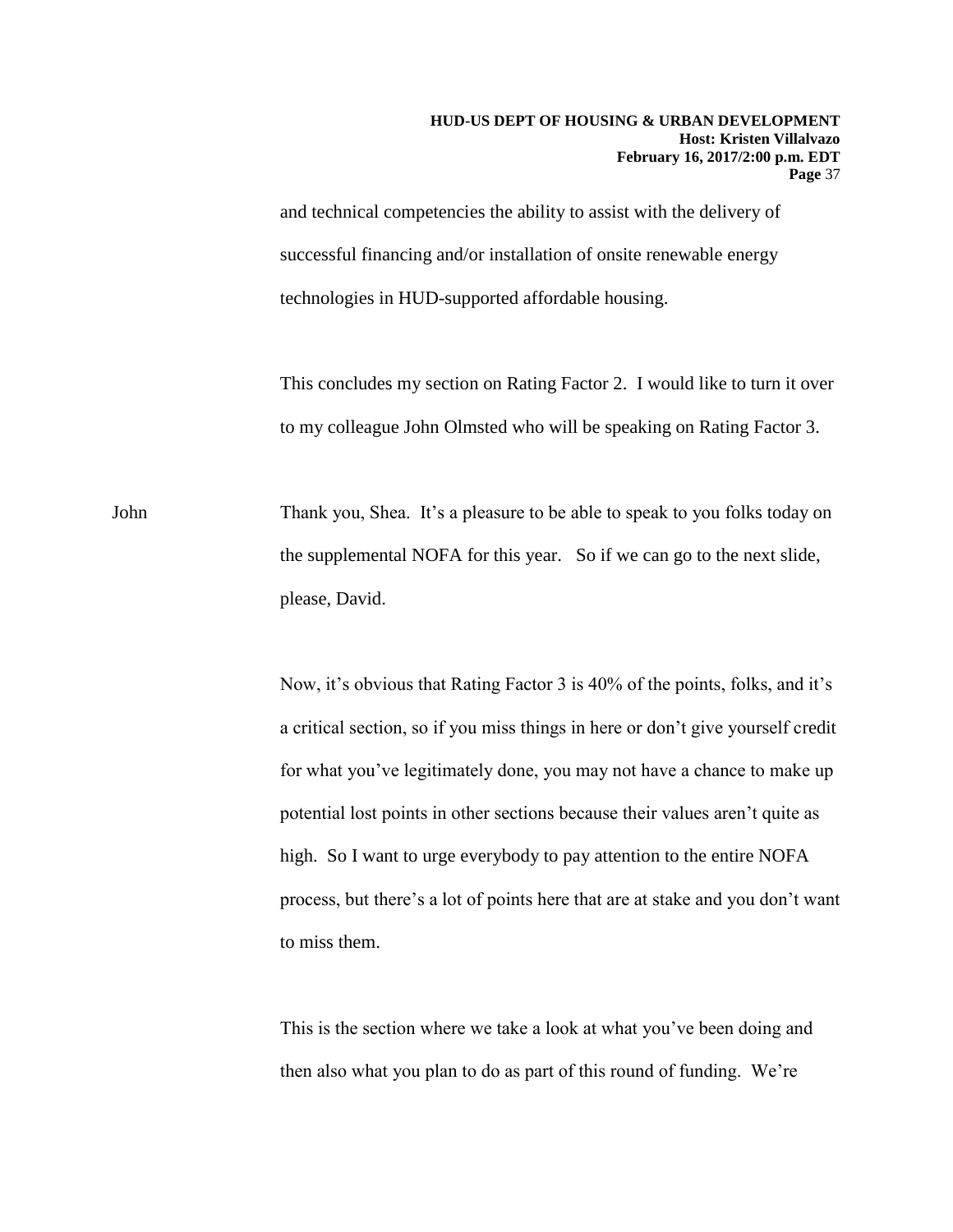and technical competencies the ability to assist with the delivery of successful financing and/or installation of onsite renewable energy technologies in HUD-supported affordable housing.

This concludes my section on Rating Factor 2. I would like to turn it over to my colleague John Olmsted who will be speaking on Rating Factor 3.

John Thank you, Shea. It's a pleasure to be able to speak to you folks today on the supplemental NOFA for this year. So if we can go to the next slide, please, David.

Now, it's obvious that Rating Factor 3 is 40% of the points, folks, and it's a critical section, so if you miss things in here or don't give yourself credit for what you've legitimately done, you may not have a chance to make up potential lost points in other sections because their values aren't quite as high. So I want to urge everybody to pay attention to the entire NOFA process, but there's a lot of points here that are at stake and you don't want to miss them.

This is the section where we take a look at what you've been doing and then also what you plan to do as part of this round of funding. We're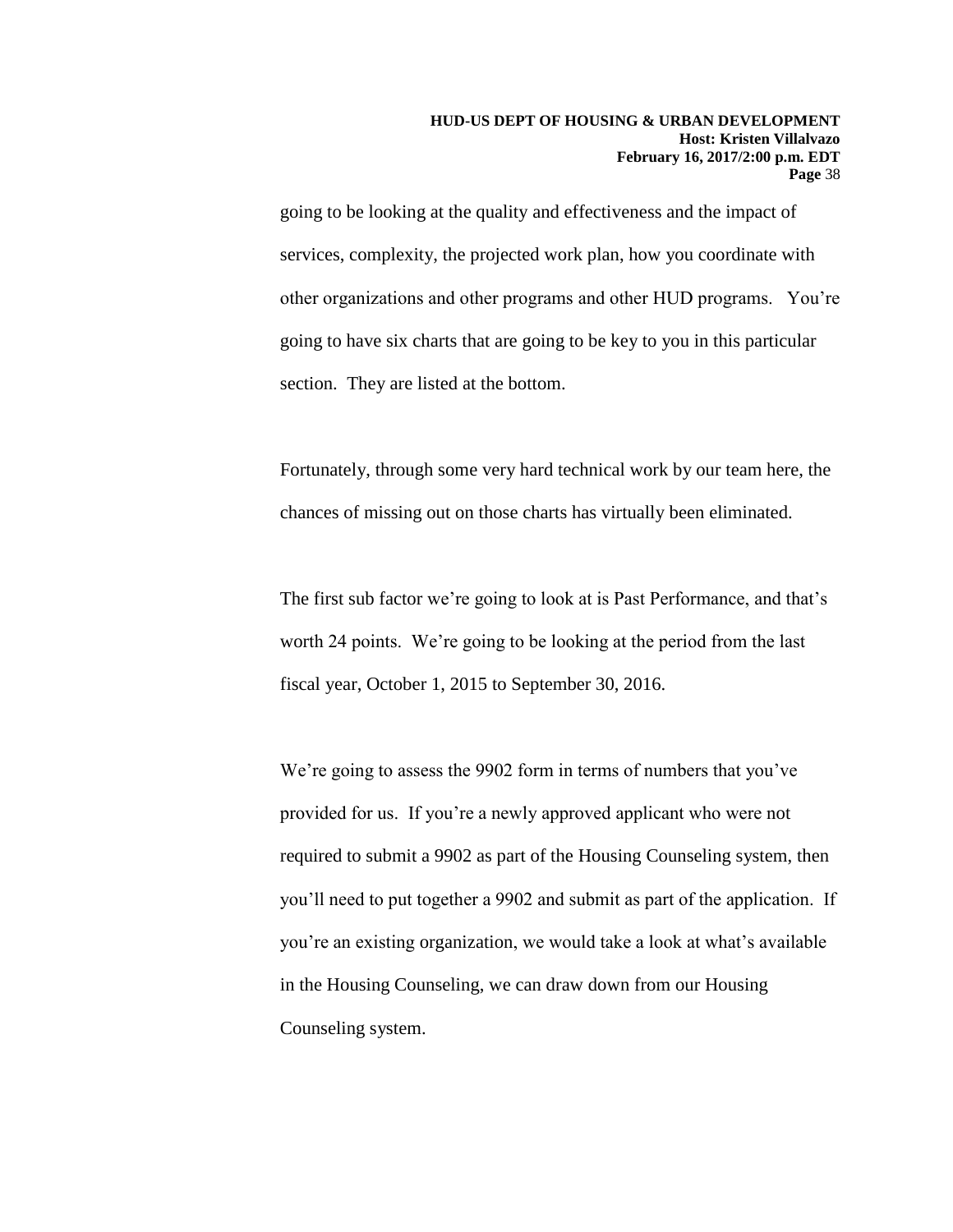going to be looking at the quality and effectiveness and the impact of services, complexity, the projected work plan, how you coordinate with other organizations and other programs and other HUD programs.   You're going to have six charts that are going to be key to you in this particular section.  They are listed at the bottom.

Fortunately, through some very hard technical work by our team here, the chances of missing out on those charts has virtually been eliminated.

The first sub factor we're going to look at is Past Performance, and that's worth 24 points.  We're going to be looking at the period from the last fiscal year, October 1, 2015 to September 30, 2016.

We're going to assess the 9902 form in terms of numbers that you've provided for us.  If you're a newly approved applicant who were not required to submit a 9902 as part of the Housing Counseling system, then you'll need to put together a 9902 and submit as part of the application.  If you're an existing organization, we would take a look at what's available in the Housing Counseling, we can draw down from our Housing Counseling system.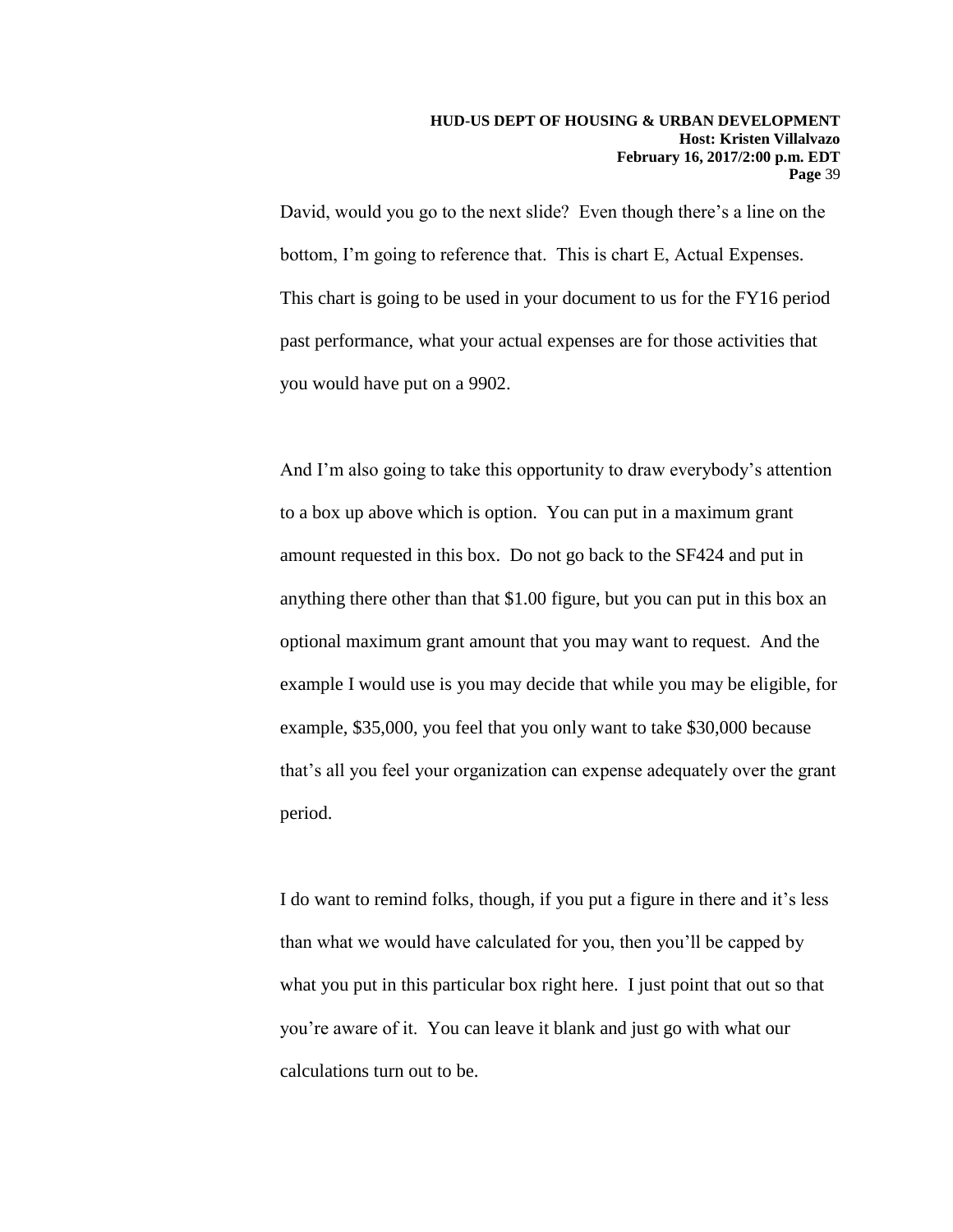David, would you go to the next slide? Even though there's a line on the bottom, I'm going to reference that. This is chart E, Actual Expenses. This chart is going to be used in your document to us for the FY16 period past performance, what your actual expenses are for those activities that you would have put on a 9902.

And I'm also going to take this opportunity to draw everybody's attention to a box up above which is option. You can put in a maximum grant amount requested in this box. Do not go back to the SF424 and put in anything there other than that $1.00 figure, but you can put in this box an optional maximum grant amount that you may want to request. And the example I would use is you may decide that while you may be eligible, for example, $35,000, you feel that you only want to take $30,000 because that's all you feel your organization can expense adequately over the grant period.

I do want to remind folks, though, if you put a figure in there and it's less than what we would have calculated for you, then you'll be capped by what you put in this particular box right here. I just point that out so that you're aware of it. You can leave it blank and just go with what our calculations turn out to be.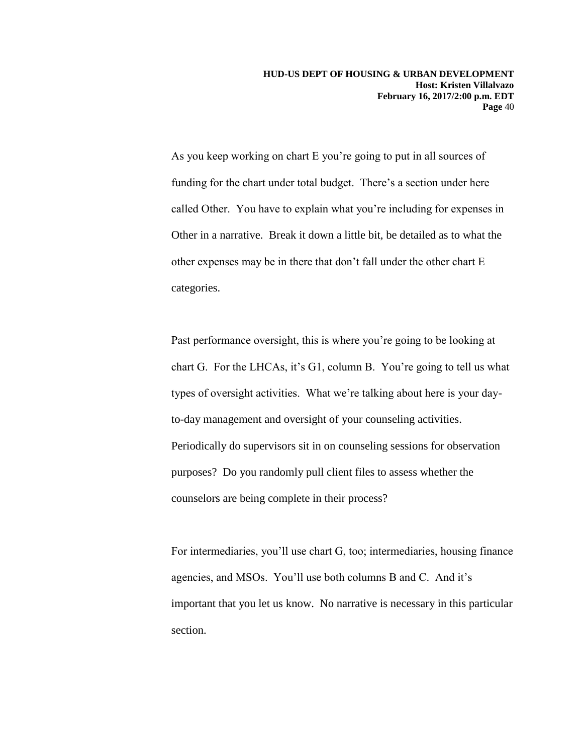As you keep working on chart E you're going to put in all sources of funding for the chart under total budget. There's a section under here called Other. You have to explain what you're including for expenses in Other in a narrative. Break it down a little bit, be detailed as to what the other expenses may be in there that don't fall under the other chart E categories.

Past performance oversight, this is where you're going to be looking at chart G. For the LHCAs, it's G1, column B. You're going to tell us what types of oversight activities. What we're talking about here is your day-to-day management and oversight of your counseling activities. Periodically do supervisors sit in on counseling sessions for observation purposes? Do you randomly pull client files to assess whether the counselors are being complete in their process?

For intermediaries, you'll use chart G, too; intermediaries, housing finance agencies, and MSOs. You'll use both columns B and C. And it's important that you let us know. No narrative is necessary in this particular section.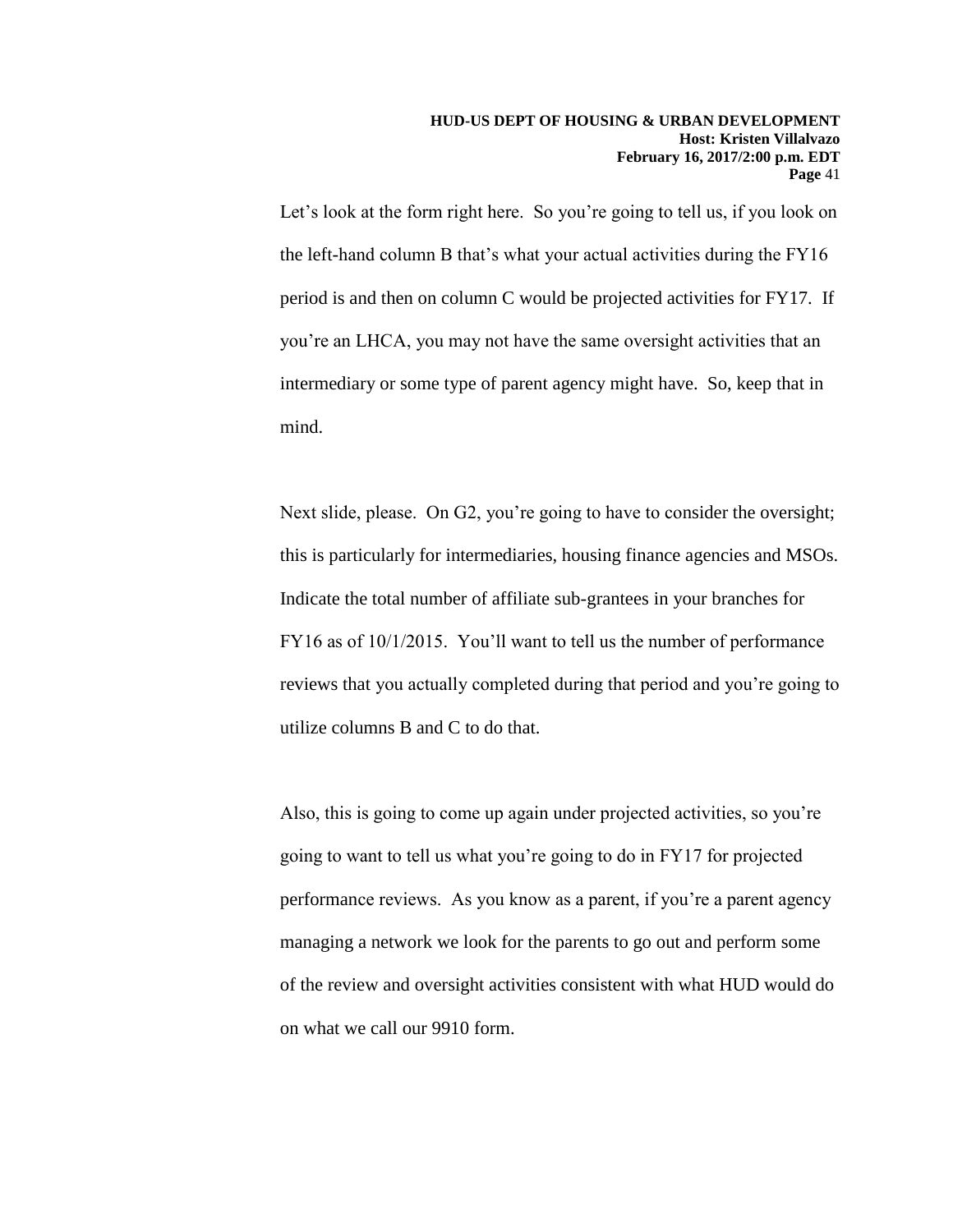Let's look at the form right here. So you're going to tell us, if you look on the left-hand column B that's what your actual activities during the FY16 period is and then on column C would be projected activities for FY17. If you're an LHCA, you may not have the same oversight activities that an intermediary or some type of parent agency might have. So, keep that in mind.

Next slide, please. On G2, you're going to have to consider the oversight; this is particularly for intermediaries, housing finance agencies and MSOs. Indicate the total number of affiliate sub-grantees in your branches for FY16 as of 10/1/2015. You'll want to tell us the number of performance reviews that you actually completed during that period and you're going to utilize columns B and C to do that.

Also, this is going to come up again under projected activities, so you're going to want to tell us what you're going to do in FY17 for projected performance reviews. As you know as a parent, if you're a parent agency managing a network we look for the parents to go out and perform some of the review and oversight activities consistent with what HUD would do on what we call our 9910 form.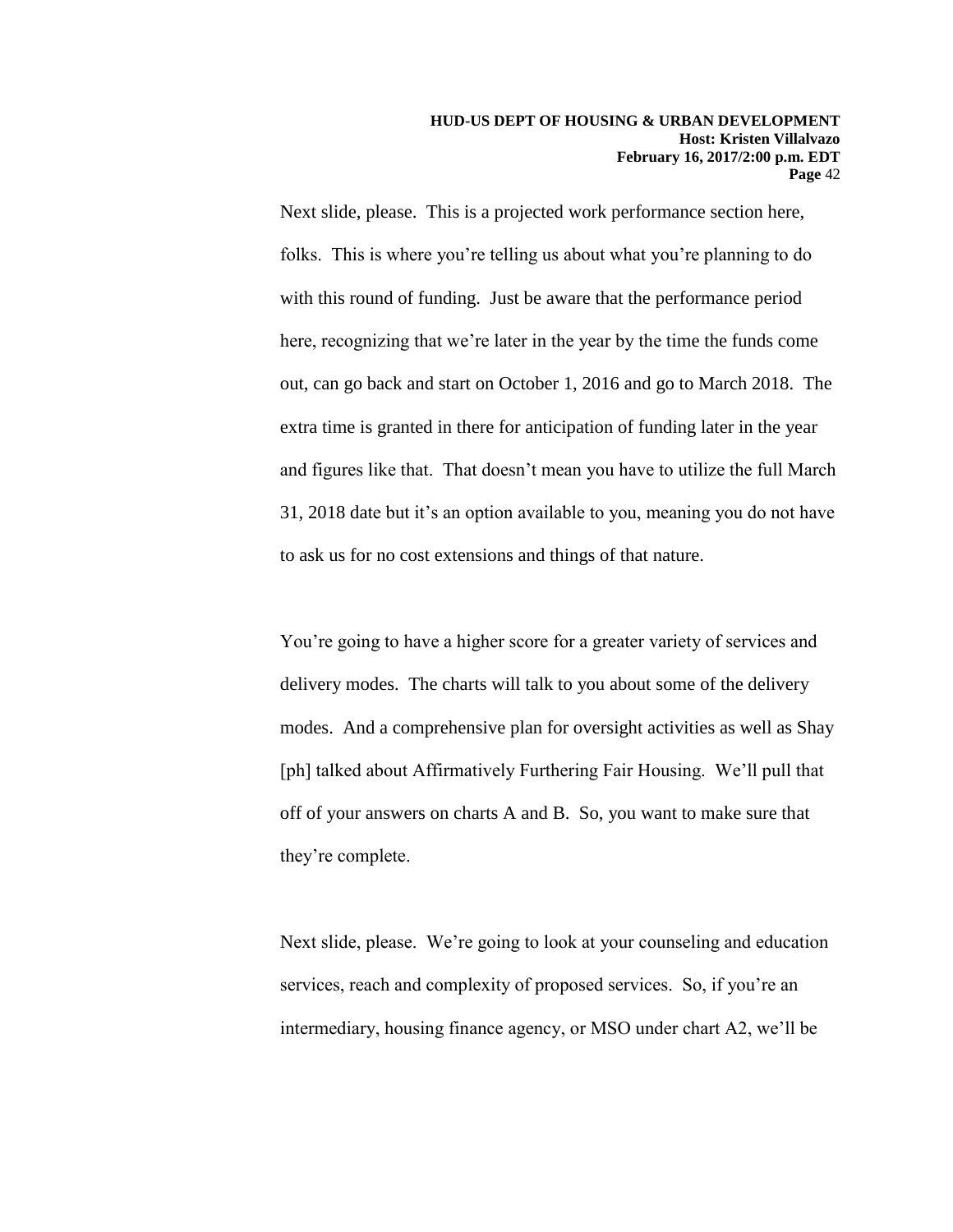Next slide, please. This is a projected work performance section here, folks. This is where you're telling us about what you're planning to do with this round of funding. Just be aware that the performance period here, recognizing that we're later in the year by the time the funds come out, can go back and start on October 1, 2016 and go to March 2018. The extra time is granted in there for anticipation of funding later in the year and figures like that. That doesn't mean you have to utilize the full March 31, 2018 date but it's an option available to you, meaning you do not have to ask us for no cost extensions and things of that nature.

You're going to have a higher score for a greater variety of services and delivery modes. The charts will talk to you about some of the delivery modes. And a comprehensive plan for oversight activities as well as Shay [ph] talked about Affirmatively Furthering Fair Housing. We'll pull that off of your answers on charts A and B. So, you want to make sure that they're complete.

Next slide, please. We're going to look at your counseling and education services, reach and complexity of proposed services. So, if you're an intermediary, housing finance agency, or MSO under chart A2, we'll be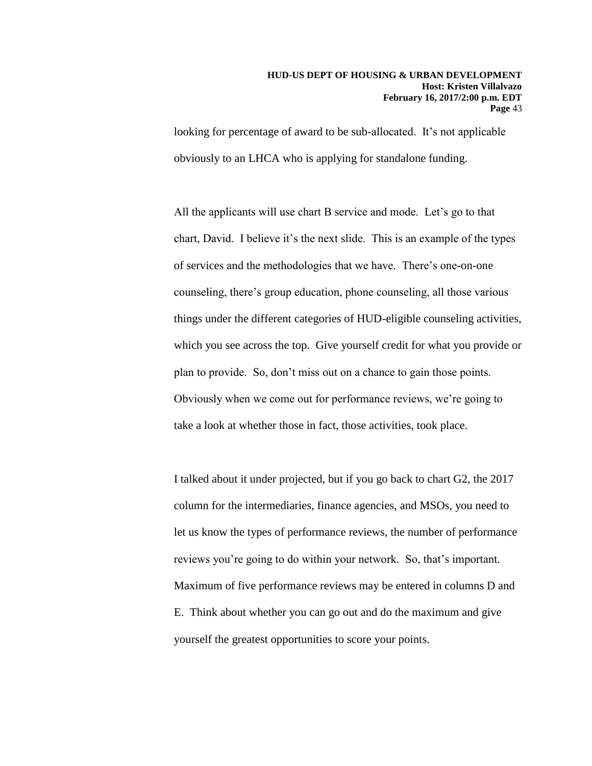looking for percentage of award to be sub-allocated. It's not applicable obviously to an LHCA who is applying for standalone funding.

All the applicants will use chart B service and mode. Let's go to that chart, David. I believe it's the next slide. This is an example of the types of services and the methodologies that we have. There's one-on-one counseling, there's group education, phone counseling, all those various things under the different categories of HUD-eligible counseling activities, which you see across the top. Give yourself credit for what you provide or plan to provide. So, don't miss out on a chance to gain those points. Obviously when we come out for performance reviews, we're going to take a look at whether those in fact, those activities, took place.

I talked about it under projected, but if you go back to chart G2, the 2017 column for the intermediaries, finance agencies, and MSOs, you need to let us know the types of performance reviews, the number of performance reviews you're going to do within your network. So, that's important. Maximum of five performance reviews may be entered in columns D and E. Think about whether you can go out and do the maximum and give yourself the greatest opportunities to score your points.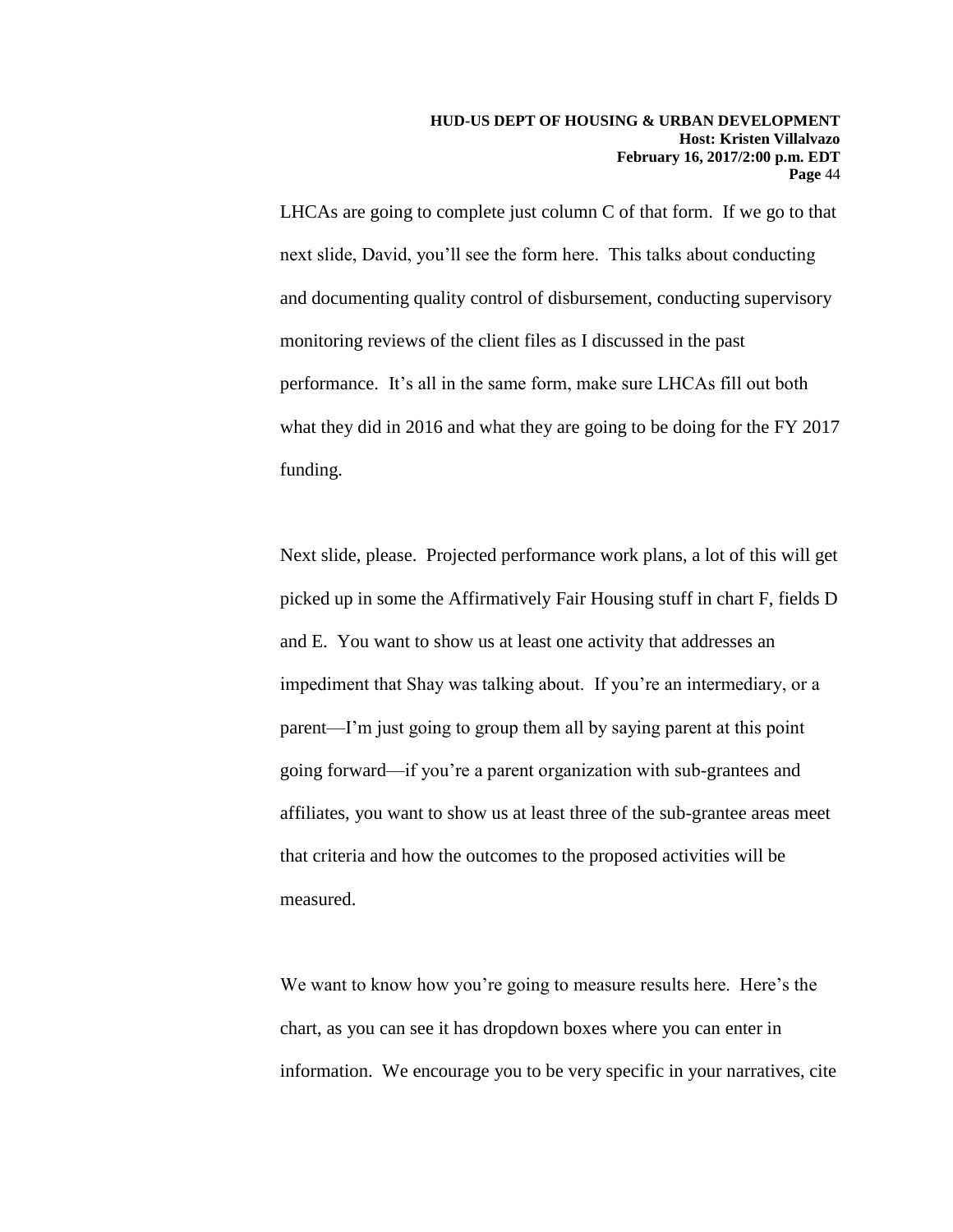LHCAs are going to complete just column C of that form. If we go to that next slide, David, you'll see the form here. This talks about conducting and documenting quality control of disbursement, conducting supervisory monitoring reviews of the client files as I discussed in the past performance. It's all in the same form, make sure LHCAs fill out both what they did in 2016 and what they are going to be doing for the FY 2017 funding.

Next slide, please. Projected performance work plans, a lot of this will get picked up in some the Affirmatively Fair Housing stuff in chart F, fields D and E. You want to show us at least one activity that addresses an impediment that Shay was talking about. If you're an intermediary, or a parent—I'm just going to group them all by saying parent at this point going forward—if you're a parent organization with sub-grantees and affiliates, you want to show us at least three of the sub-grantee areas meet that criteria and how the outcomes to the proposed activities will be measured.

We want to know how you're going to measure results here. Here's the chart, as you can see it has dropdown boxes where you can enter in information. We encourage you to be very specific in your narratives, cite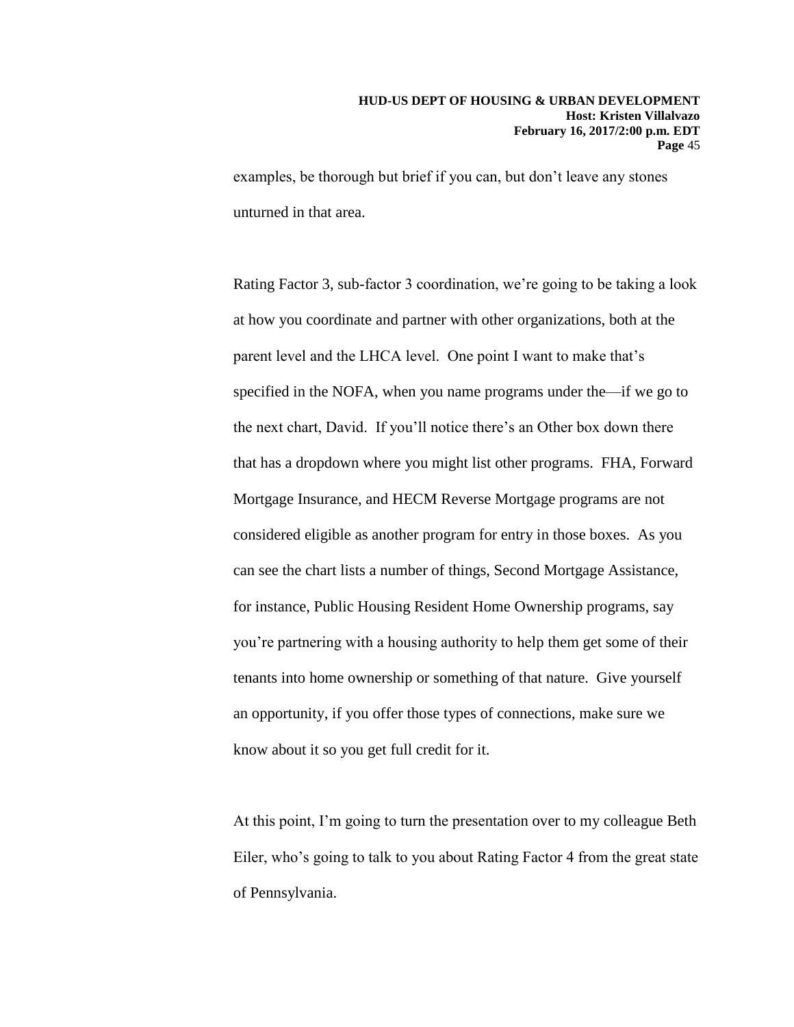examples, be thorough but brief if you can, but don't leave any stones unturned in that area.

Rating Factor 3, sub-factor 3 coordination, we're going to be taking a look at how you coordinate and partner with other organizations, both at the parent level and the LHCA level. One point I want to make that's specified in the NOFA, when you name programs under the—if we go to the next chart, David. If you'll notice there's an Other box down there that has a dropdown where you might list other programs. FHA, Forward Mortgage Insurance, and HECM Reverse Mortgage programs are not considered eligible as another program for entry in those boxes. As you can see the chart lists a number of things, Second Mortgage Assistance, for instance, Public Housing Resident Home Ownership programs, say you're partnering with a housing authority to help them get some of their tenants into home ownership or something of that nature. Give yourself an opportunity, if you offer those types of connections, make sure we know about it so you get full credit for it.

At this point, I'm going to turn the presentation over to my colleague Beth Eiler, who's going to talk to you about Rating Factor 4 from the great state of Pennsylvania.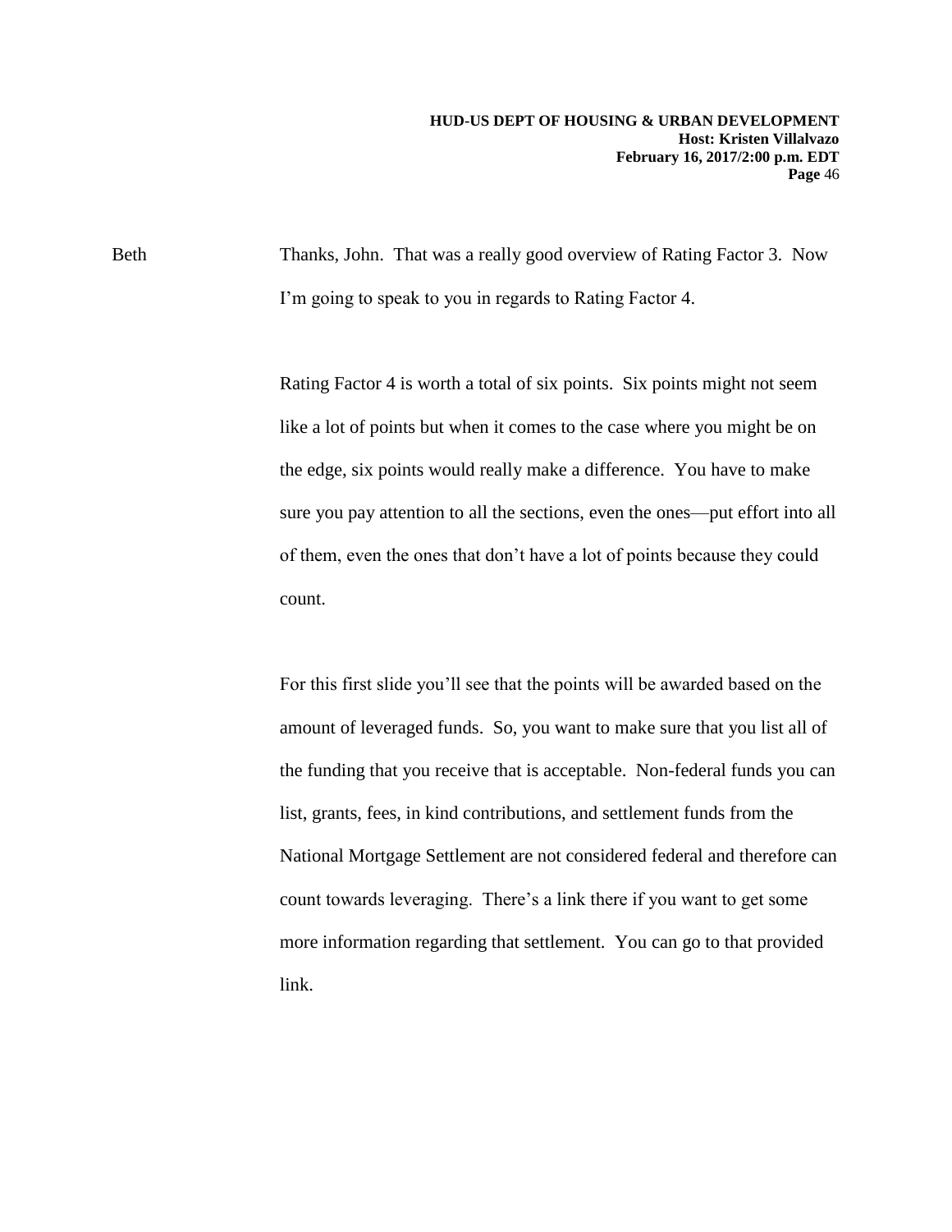Beth Thanks, John. That was a really good overview of Rating Factor 3. Now I'm going to speak to you in regards to Rating Factor 4.

Rating Factor 4 is worth a total of six points. Six points might not seem like a lot of points but when it comes to the case where you might be on the edge, six points would really make a difference. You have to make sure you pay attention to all the sections, even the ones—put effort into all of them, even the ones that don't have a lot of points because they could count.

For this first slide you'll see that the points will be awarded based on the amount of leveraged funds. So, you want to make sure that you list all of the funding that you receive that is acceptable. Non-federal funds you can list, grants, fees, in kind contributions, and settlement funds from the National Mortgage Settlement are not considered federal and therefore can count towards leveraging. There's a link there if you want to get some more information regarding that settlement. You can go to that provided link.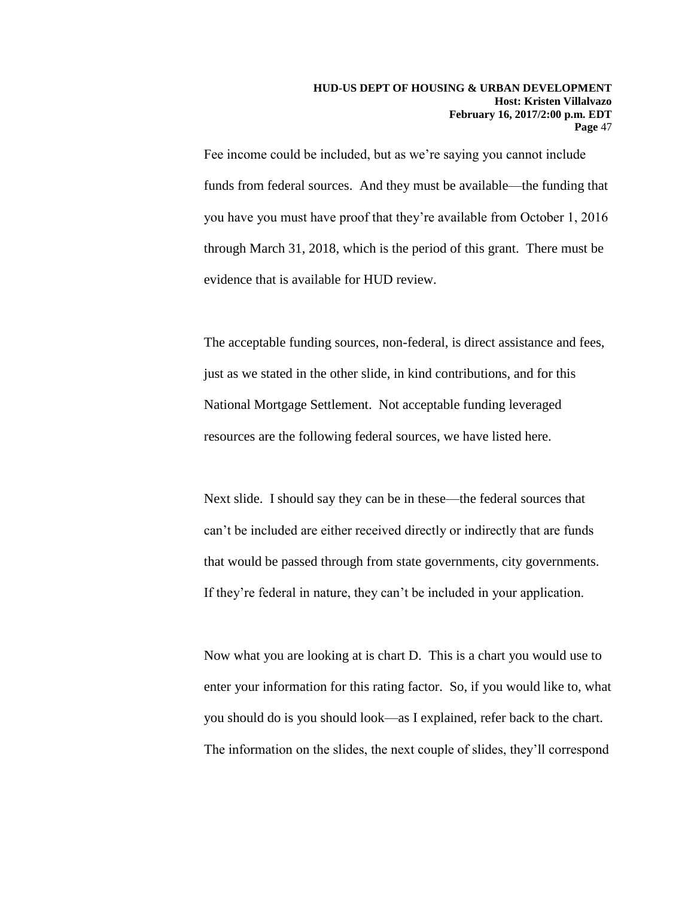Fee income could be included, but as we're saying you cannot include funds from federal sources. And they must be available—the funding that you have you must have proof that they're available from October 1, 2016 through March 31, 2018, which is the period of this grant. There must be evidence that is available for HUD review.

The acceptable funding sources, non-federal, is direct assistance and fees, just as we stated in the other slide, in kind contributions, and for this National Mortgage Settlement. Not acceptable funding leveraged resources are the following federal sources, we have listed here.

Next slide. I should say they can be in these—the federal sources that can't be included are either received directly or indirectly that are funds that would be passed through from state governments, city governments. If they're federal in nature, they can't be included in your application.

Now what you are looking at is chart D. This is a chart you would use to enter your information for this rating factor. So, if you would like to, what you should do is you should look—as I explained, refer back to the chart. The information on the slides, the next couple of slides, they'll correspond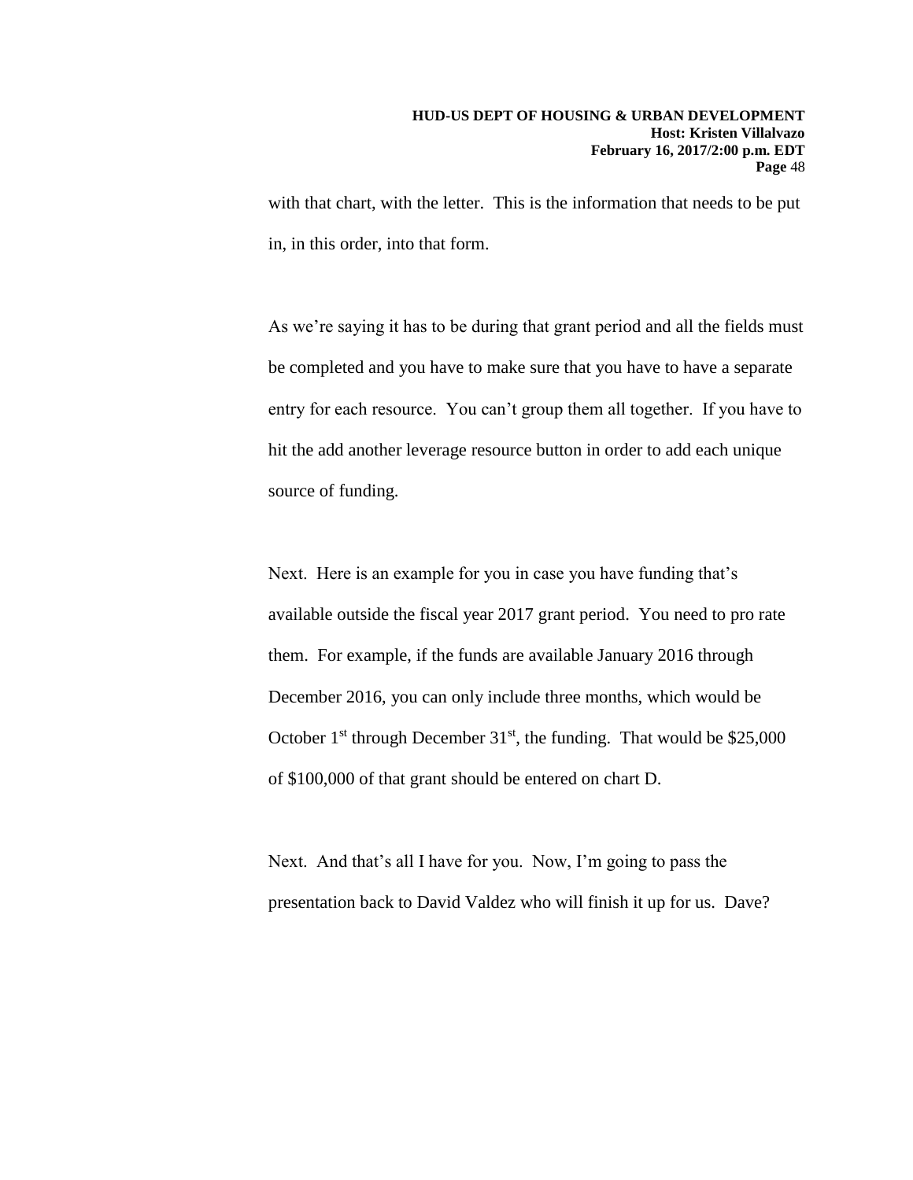with that chart, with the letter. This is the information that needs to be put in, in this order, into that form.

As we're saying it has to be during that grant period and all the fields must be completed and you have to make sure that you have to have a separate entry for each resource. You can't group them all together. If you have to hit the add another leverage resource button in order to add each unique source of funding.

Next. Here is an example for you in case you have funding that's available outside the fiscal year 2017 grant period. You need to pro rate them. For example, if the funds are available January 2016 through December 2016, you can only include three months, which would be October 1st through December 31st, the funding. That would be $25,000 of $100,000 of that grant should be entered on chart D.

Next. And that's all I have for you. Now, I'm going to pass the presentation back to David Valdez who will finish it up for us. Dave?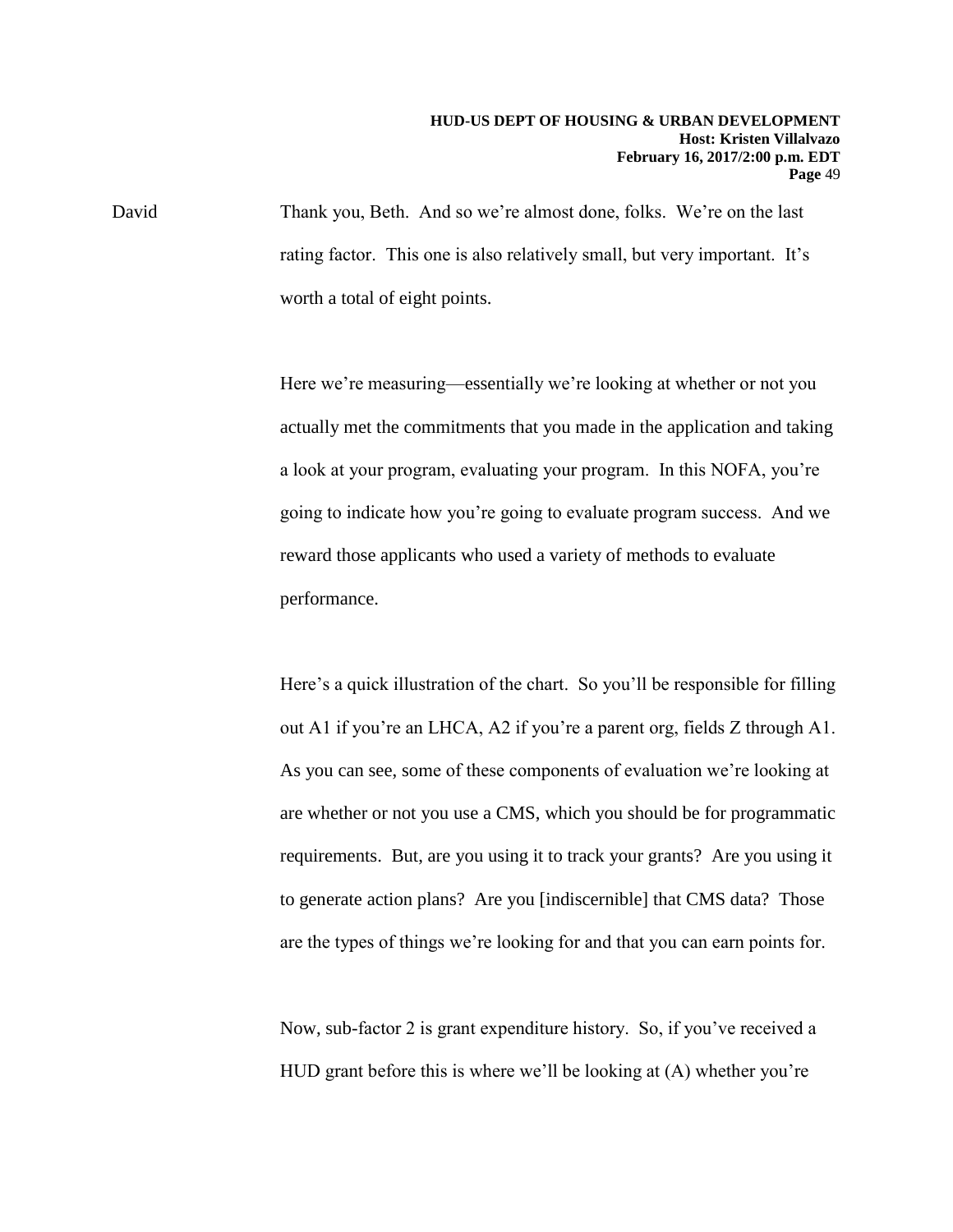David Thank you, Beth. And so we're almost done, folks. We're on the last rating factor. This one is also relatively small, but very important. It's worth a total of eight points.

Here we're measuring—essentially we're looking at whether or not you actually met the commitments that you made in the application and taking a look at your program, evaluating your program. In this NOFA, you're going to indicate how you're going to evaluate program success. And we reward those applicants who used a variety of methods to evaluate performance.

Here's a quick illustration of the chart. So you'll be responsible for filling out A1 if you're an LHCA, A2 if you're a parent org, fields Z through A1. As you can see, some of these components of evaluation we're looking at are whether or not you use a CMS, which you should be for programmatic requirements. But, are you using it to track your grants? Are you using it to generate action plans? Are you [indiscernible] that CMS data? Those are the types of things we're looking for and that you can earn points for.

Now, sub-factor 2 is grant expenditure history. So, if you've received a HUD grant before this is where we'll be looking at (A) whether you're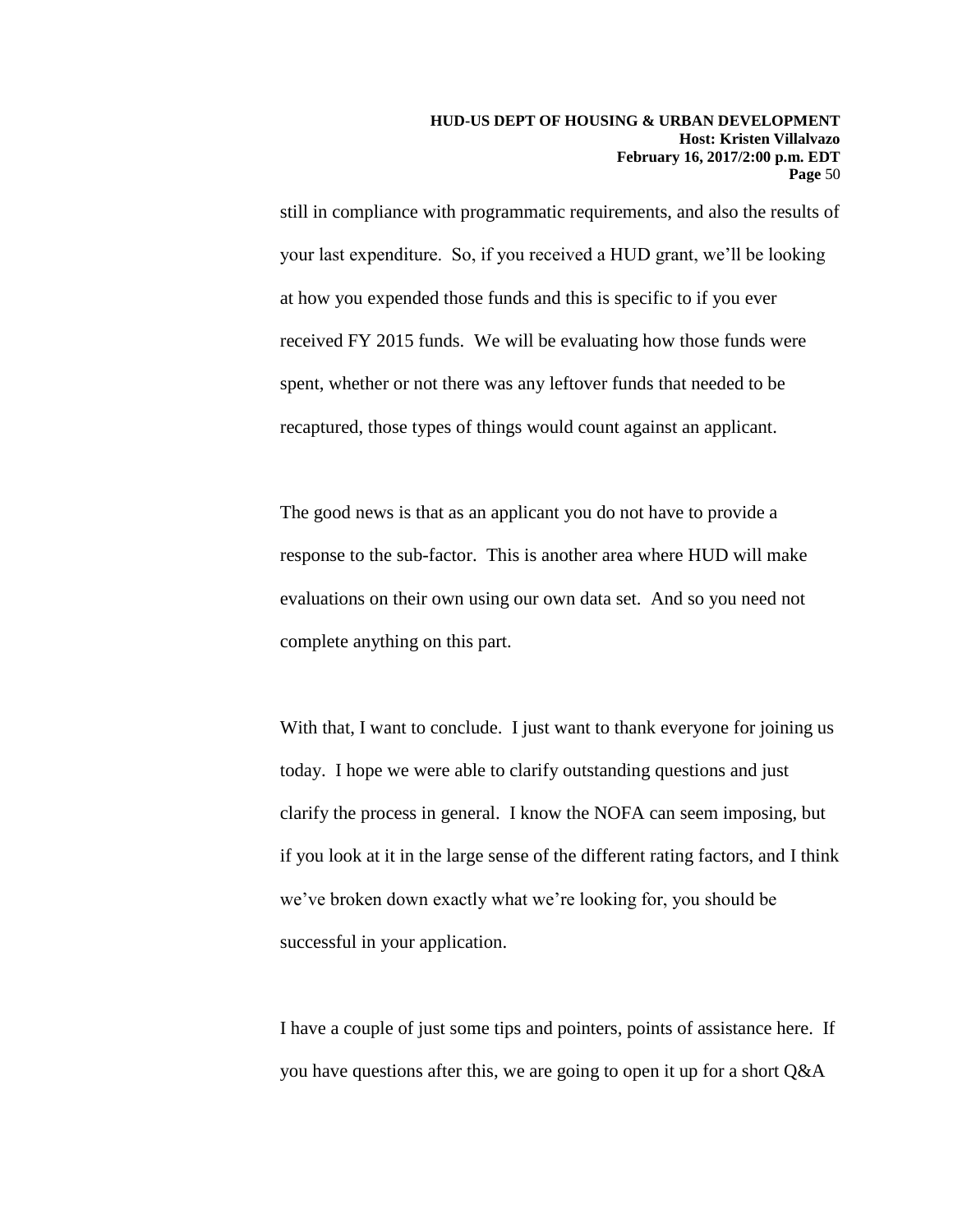still in compliance with programmatic requirements, and also the results of your last expenditure. So, if you received a HUD grant, we'll be looking at how you expended those funds and this is specific to if you ever received FY 2015 funds. We will be evaluating how those funds were spent, whether or not there was any leftover funds that needed to be recaptured, those types of things would count against an applicant.

The good news is that as an applicant you do not have to provide a response to the sub-factor. This is another area where HUD will make evaluations on their own using our own data set. And so you need not complete anything on this part.

With that, I want to conclude. I just want to thank everyone for joining us today. I hope we were able to clarify outstanding questions and just clarify the process in general. I know the NOFA can seem imposing, but if you look at it in the large sense of the different rating factors, and I think we've broken down exactly what we're looking for, you should be successful in your application.

I have a couple of just some tips and pointers, points of assistance here. If you have questions after this, we are going to open it up for a short Q&A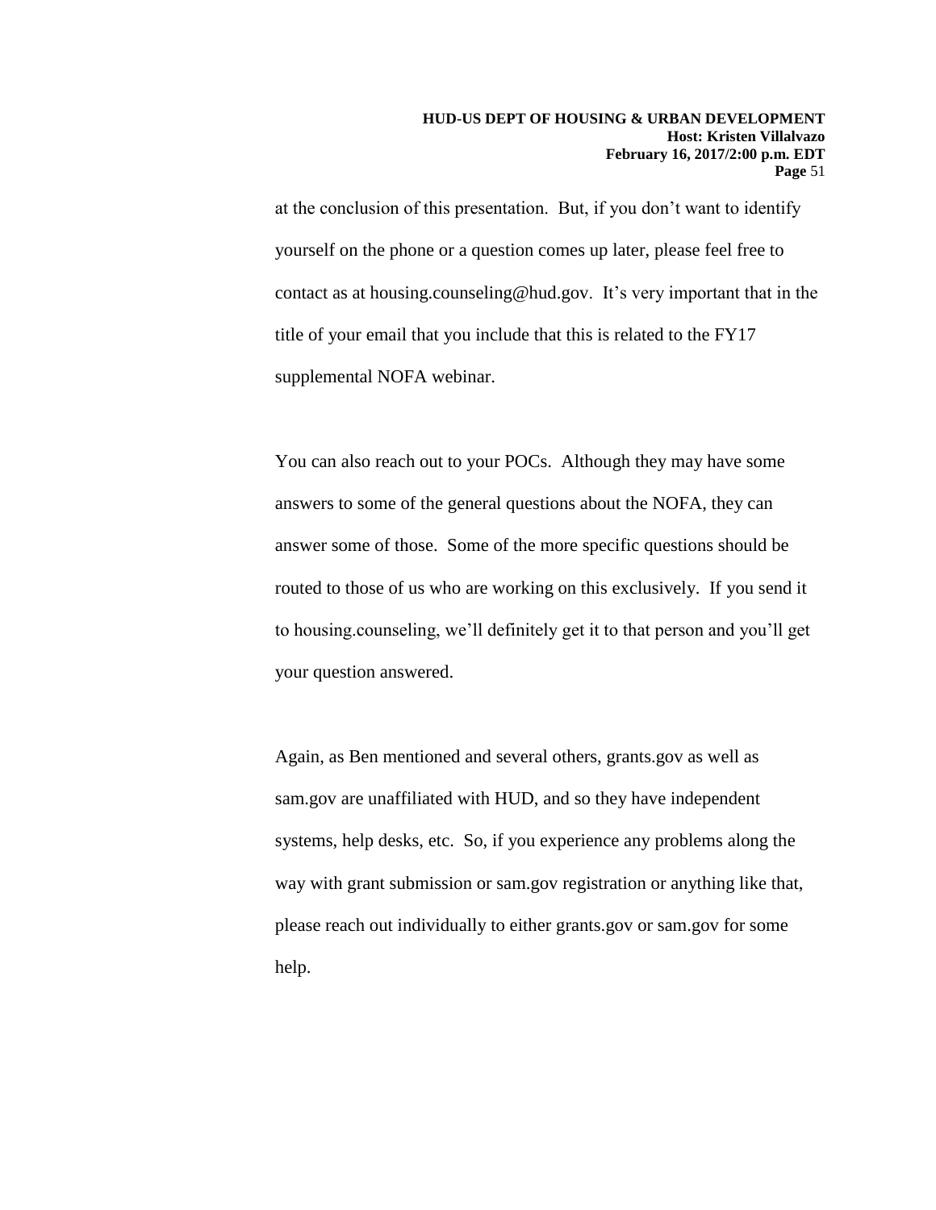at the conclusion of this presentation. But, if you don't want to identify yourself on the phone or a question comes up later, please feel free to contact as at housing.counseling@hud.gov. It's very important that in the title of your email that you include that this is related to the FY17 supplemental NOFA webinar.

You can also reach out to your POCs. Although they may have some answers to some of the general questions about the NOFA, they can answer some of those. Some of the more specific questions should be routed to those of us who are working on this exclusively. If you send it to housing.counseling, we'll definitely get it to that person and you'll get your question answered.

Again, as Ben mentioned and several others, grants.gov as well as sam.gov are unaffiliated with HUD, and so they have independent systems, help desks, etc. So, if you experience any problems along the way with grant submission or sam.gov registration or anything like that, please reach out individually to either grants.gov or sam.gov for some help.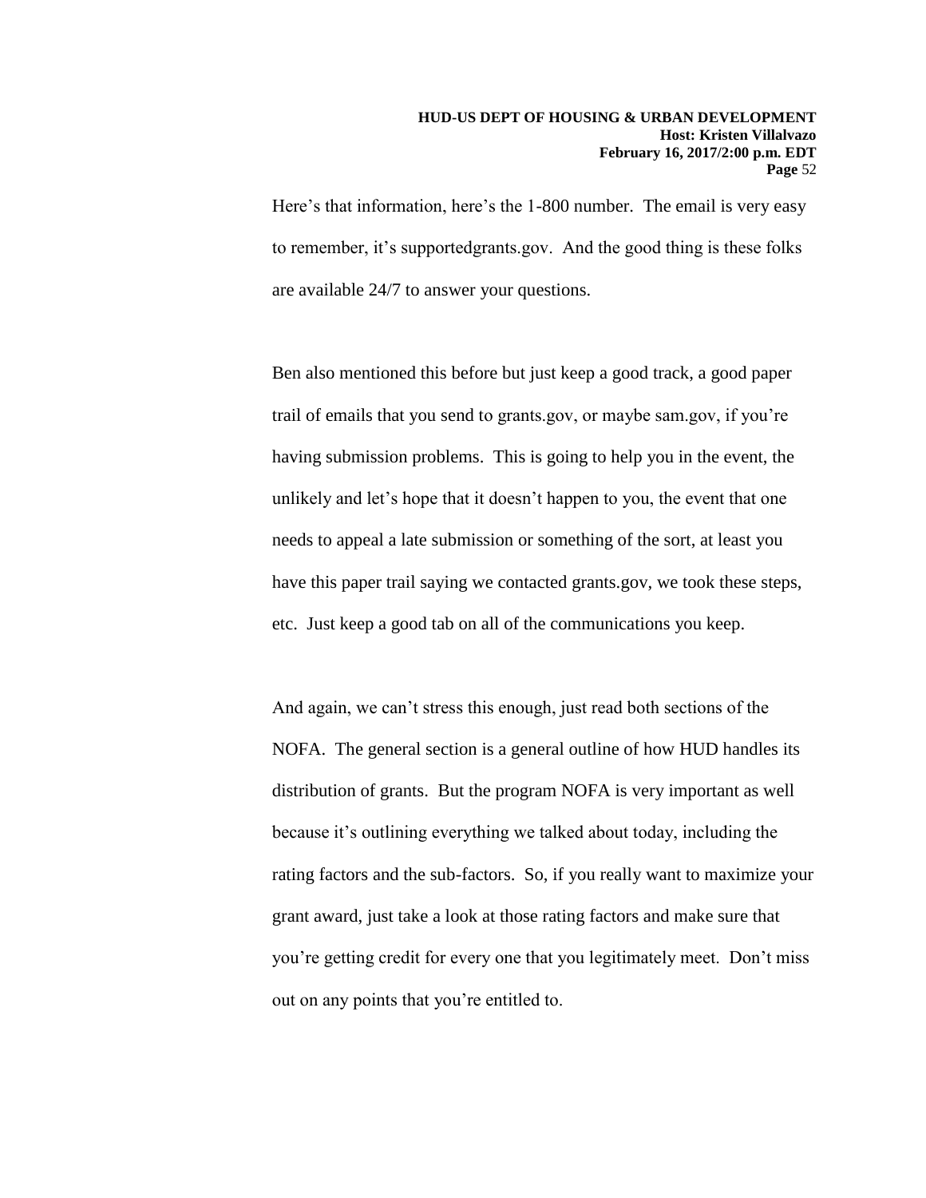Here's that information, here's the 1-800 number. The email is very easy to remember, it's supportedgrants.gov. And the good thing is these folks are available 24/7 to answer your questions.

Ben also mentioned this before but just keep a good track, a good paper trail of emails that you send to grants.gov, or maybe sam.gov, if you're having submission problems. This is going to help you in the event, the unlikely and let's hope that it doesn't happen to you, the event that one needs to appeal a late submission or something of the sort, at least you have this paper trail saying we contacted grants.gov, we took these steps, etc. Just keep a good tab on all of the communications you keep.

And again, we can't stress this enough, just read both sections of the NOFA. The general section is a general outline of how HUD handles its distribution of grants. But the program NOFA is very important as well because it's outlining everything we talked about today, including the rating factors and the sub-factors. So, if you really want to maximize your grant award, just take a look at those rating factors and make sure that you're getting credit for every one that you legitimately meet. Don't miss out on any points that you're entitled to.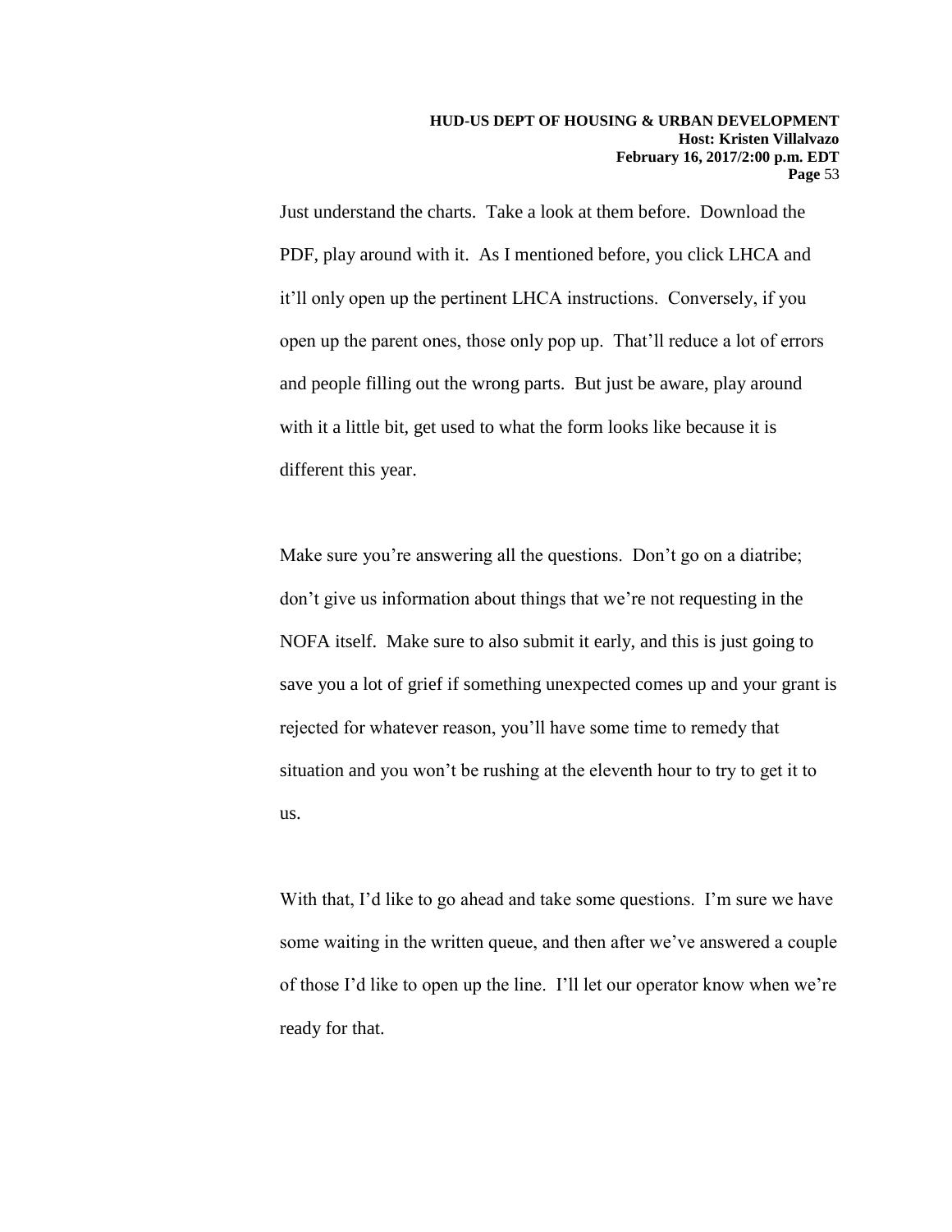Just understand the charts. Take a look at them before. Download the PDF, play around with it. As I mentioned before, you click LHCA and it'll only open up the pertinent LHCA instructions. Conversely, if you open up the parent ones, those only pop up. That'll reduce a lot of errors and people filling out the wrong parts. But just be aware, play around with it a little bit, get used to what the form looks like because it is different this year.

Make sure you're answering all the questions. Don't go on a diatribe; don't give us information about things that we're not requesting in the NOFA itself. Make sure to also submit it early, and this is just going to save you a lot of grief if something unexpected comes up and your grant is rejected for whatever reason, you'll have some time to remedy that situation and you won't be rushing at the eleventh hour to try to get it to us.

With that, I'd like to go ahead and take some questions. I'm sure we have some waiting in the written queue, and then after we've answered a couple of those I'd like to open up the line. I'll let our operator know when we're ready for that.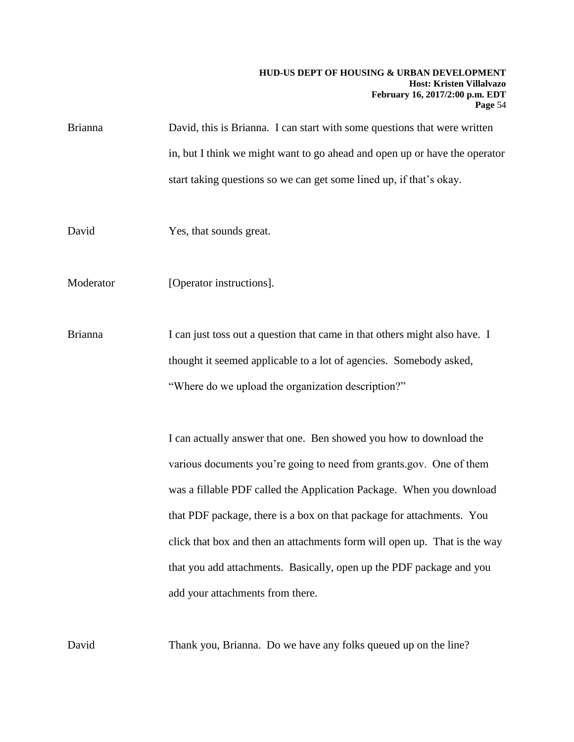Brianna David, this is Brianna. I can start with some questions that were written in, but I think we might want to go ahead and open up or have the operator start taking questions so we can get some lined up, if that's okay.

David Yes, that sounds great.

Moderator [Operator instructions].

Brianna I can just toss out a question that came in that others might also have. I thought it seemed applicable to a lot of agencies. Somebody asked, "Where do we upload the organization description?"

I can actually answer that one. Ben showed you how to download the various documents you're going to need from grants.gov. One of them was a fillable PDF called the Application Package. When you download that PDF package, there is a box on that package for attachments. You click that box and then an attachments form will open up. That is the way that you add attachments. Basically, open up the PDF package and you add your attachments from there.

David Thank you, Brianna. Do we have any folks queued up on the line?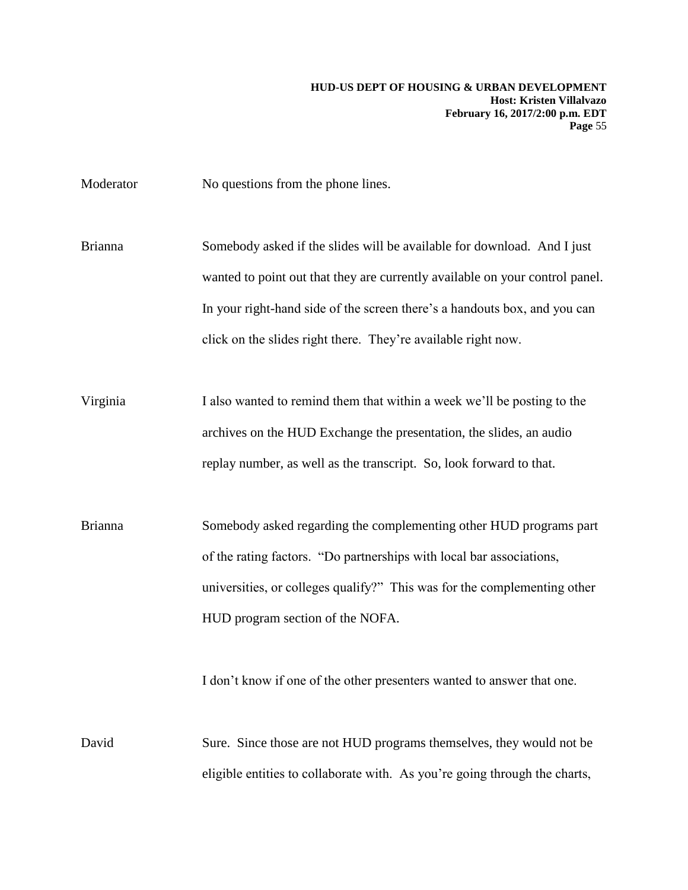Moderator No questions from the phone lines.

Brianna Somebody asked if the slides will be available for download. And I just wanted to point out that they are currently available on your control panel. In your right-hand side of the screen there's a handouts box, and you can click on the slides right there. They're available right now.

Virginia I also wanted to remind them that within a week we'll be posting to the archives on the HUD Exchange the presentation, the slides, an audio replay number, as well as the transcript. So, look forward to that.

Brianna Somebody asked regarding the complementing other HUD programs part of the rating factors. "Do partnerships with local bar associations, universities, or colleges qualify?" This was for the complementing other HUD program section of the NOFA.

I don't know if one of the other presenters wanted to answer that one.

David Sure. Since those are not HUD programs themselves, they would not be eligible entities to collaborate with. As you're going through the charts,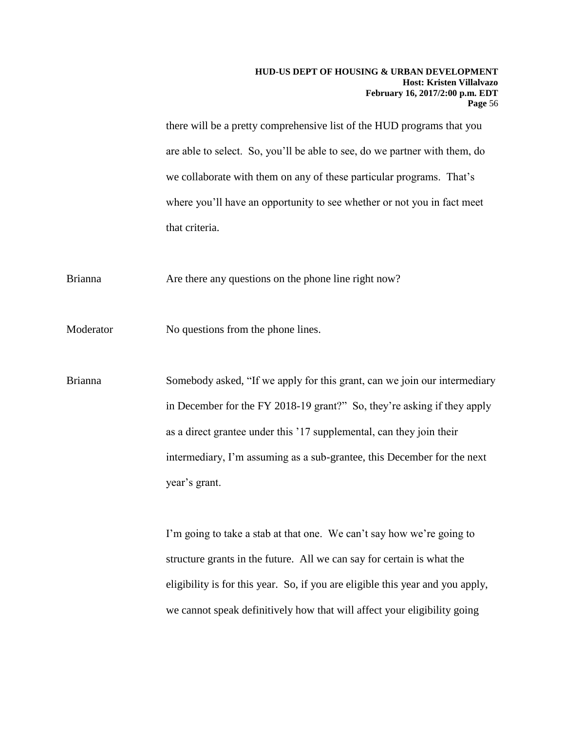there will be a pretty comprehensive list of the HUD programs that you are able to select. So, you'll be able to see, do we partner with them, do we collaborate with them on any of these particular programs. That's where you'll have an opportunity to see whether or not you in fact meet that criteria.

Brianna Are there any questions on the phone line right now?

Moderator No questions from the phone lines.

Brianna Somebody asked, "If we apply for this grant, can we join our intermediary in December for the FY 2018-19 grant?" So, they're asking if they apply as a direct grantee under this '17 supplemental, can they join their intermediary, I'm assuming as a sub-grantee, this December for the next year's grant.

I'm going to take a stab at that one. We can't say how we're going to structure grants in the future. All we can say for certain is what the eligibility is for this year. So, if you are eligible this year and you apply, we cannot speak definitively how that will affect your eligibility going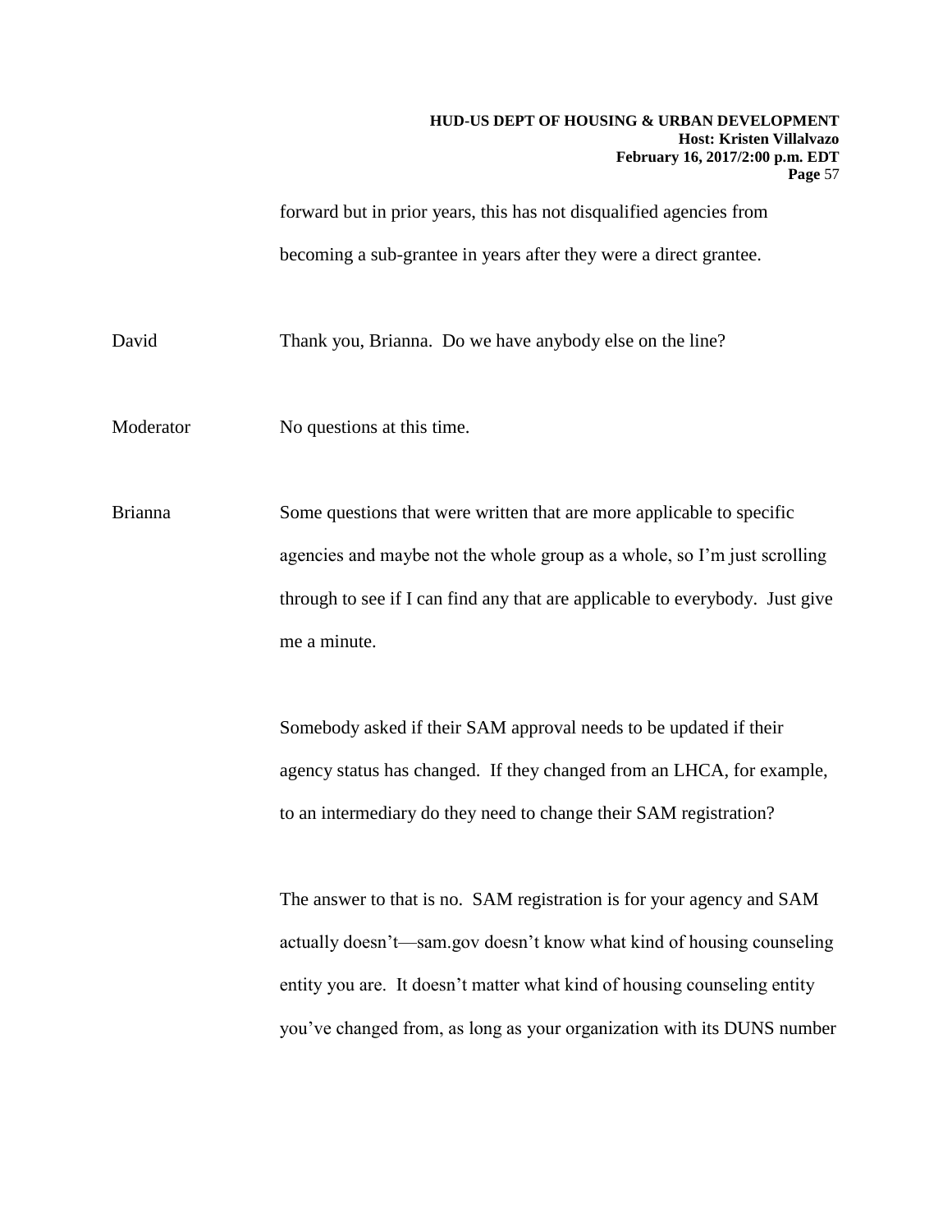forward but in prior years, this has not disqualified agencies from becoming a sub-grantee in years after they were a direct grantee.

David Thank you, Brianna. Do we have anybody else on the line?

Moderator No questions at this time.

Brianna Some questions that were written that are more applicable to specific agencies and maybe not the whole group as a whole, so I'm just scrolling through to see if I can find any that are applicable to everybody. Just give me a minute.

Somebody asked if their SAM approval needs to be updated if their agency status has changed. If they changed from an LHCA, for example, to an intermediary do they need to change their SAM registration?

The answer to that is no. SAM registration is for your agency and SAM actually doesn't—sam.gov doesn't know what kind of housing counseling entity you are. It doesn't matter what kind of housing counseling entity you've changed from, as long as your organization with its DUNS number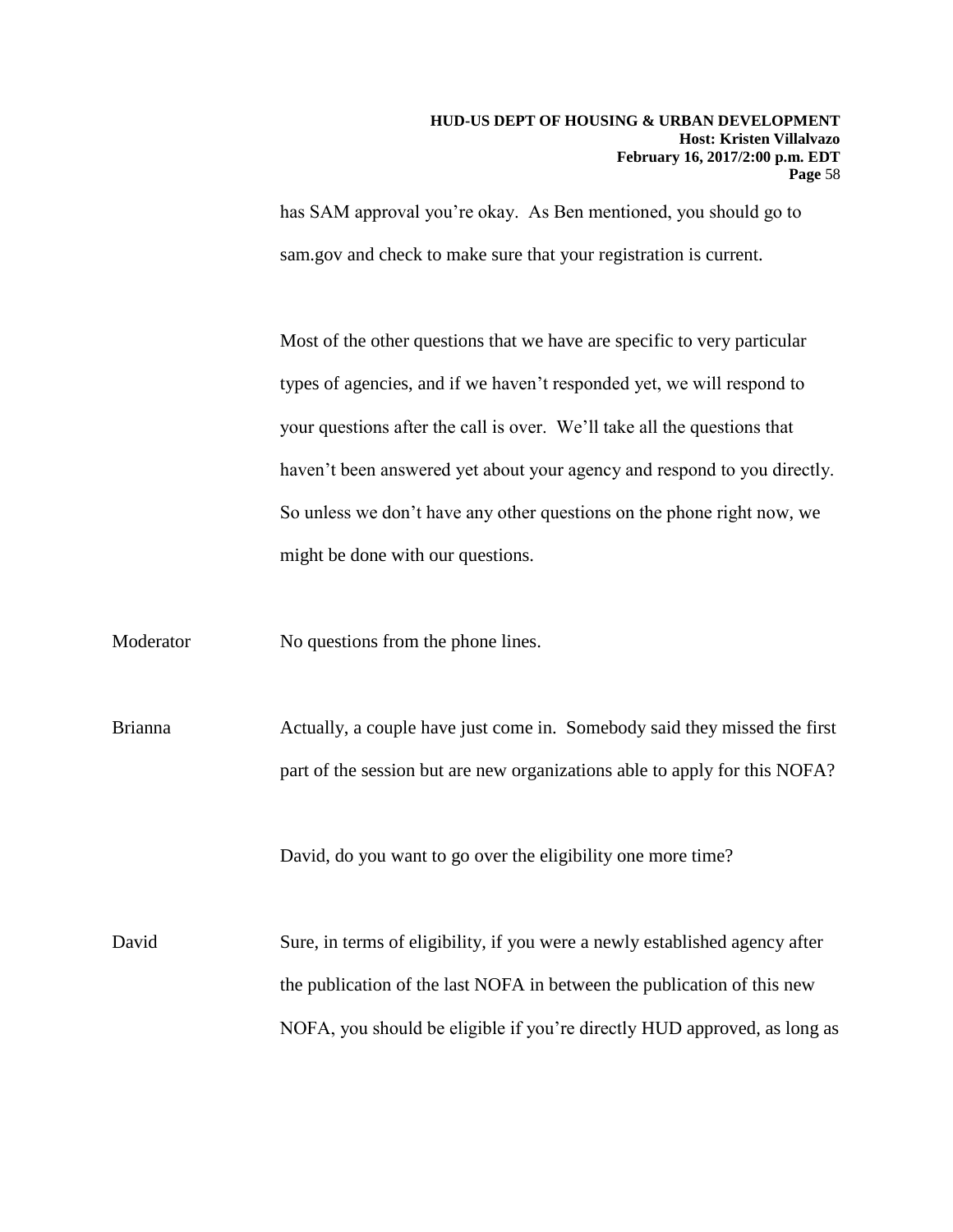has SAM approval you're okay. As Ben mentioned, you should go to sam.gov and check to make sure that your registration is current.

Most of the other questions that we have are specific to very particular types of agencies, and if we haven't responded yet, we will respond to your questions after the call is over. We'll take all the questions that haven't been answered yet about your agency and respond to you directly. So unless we don't have any other questions on the phone right now, we might be done with our questions.

Moderator: No questions from the phone lines.

Brianna: Actually, a couple have just come in. Somebody said they missed the first part of the session but are new organizations able to apply for this NOFA?

David, do you want to go over the eligibility one more time?

David: Sure, in terms of eligibility, if you were a newly established agency after the publication of the last NOFA in between the publication of this new NOFA, you should be eligible if you're directly HUD approved, as long as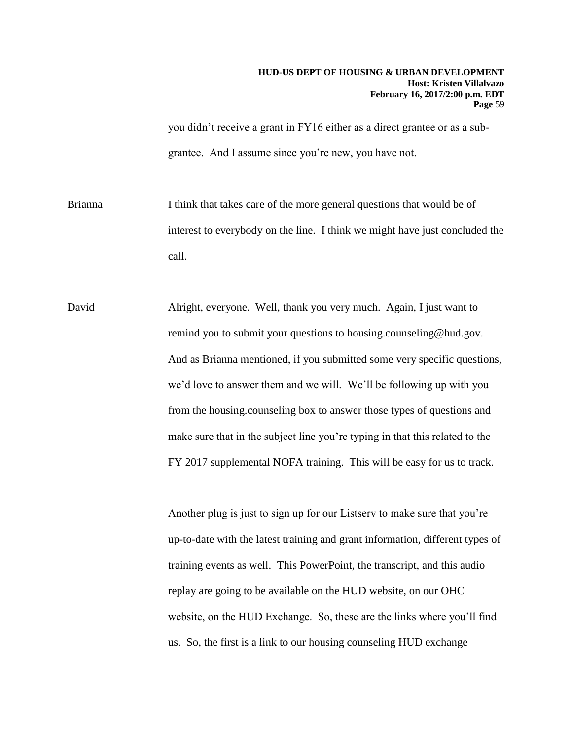you didn't receive a grant in FY16 either as a direct grantee or as a sub-grantee. And I assume since you're new, you have not.

Brianna I think that takes care of the more general questions that would be of interest to everybody on the line. I think we might have just concluded the call.

David Alright, everyone. Well, thank you very much. Again, I just want to remind you to submit your questions to housing.counseling@hud.gov. And as Brianna mentioned, if you submitted some very specific questions, we'd love to answer them and we will. We'll be following up with you from the housing.counseling box to answer those types of questions and make sure that in the subject line you're typing in that this related to the FY 2017 supplemental NOFA training. This will be easy for us to track.

Another plug is just to sign up for our Listserv to make sure that you're up-to-date with the latest training and grant information, different types of training events as well. This PowerPoint, the transcript, and this audio replay are going to be available on the HUD website, on our OHC website, on the HUD Exchange. So, these are the links where you'll find us. So, the first is a link to our housing counseling HUD exchange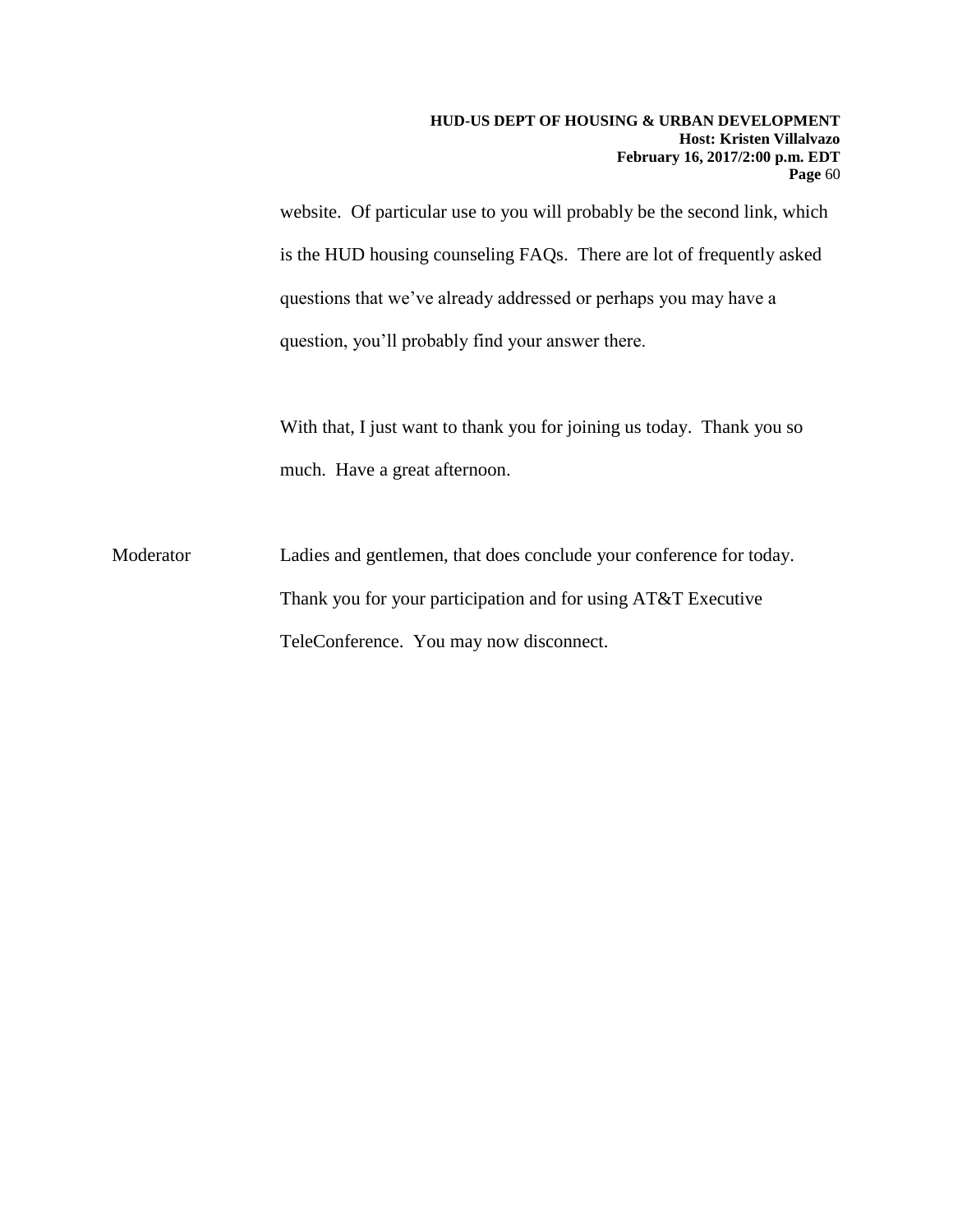website. Of particular use to you will probably be the second link, which is the HUD housing counseling FAQs. There are lot of frequently asked questions that we've already addressed or perhaps you may have a question, you'll probably find your answer there.

With that, I just want to thank you for joining us today. Thank you so much. Have a great afternoon.

Moderator Ladies and gentlemen, that does conclude your conference for today. Thank you for your participation and for using AT&T Executive TeleConference. You may now disconnect.